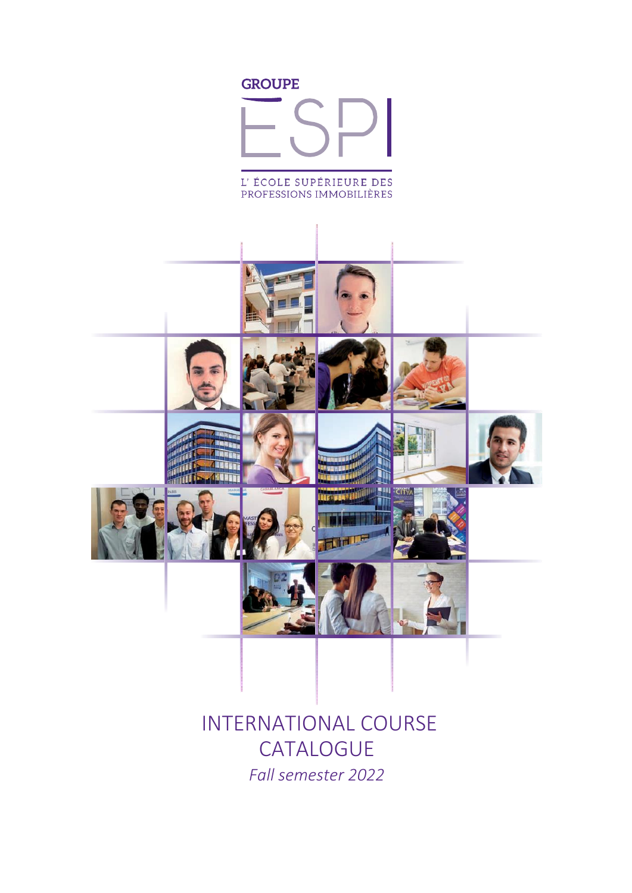GROUPE

# ESPI

L' ÉCOLE SUPÉRIEURE DES PROFESSIONS IMMOBILIÈRES

# INTERNATIONAL COURSE CATALOGUE

*Fall semester 2022*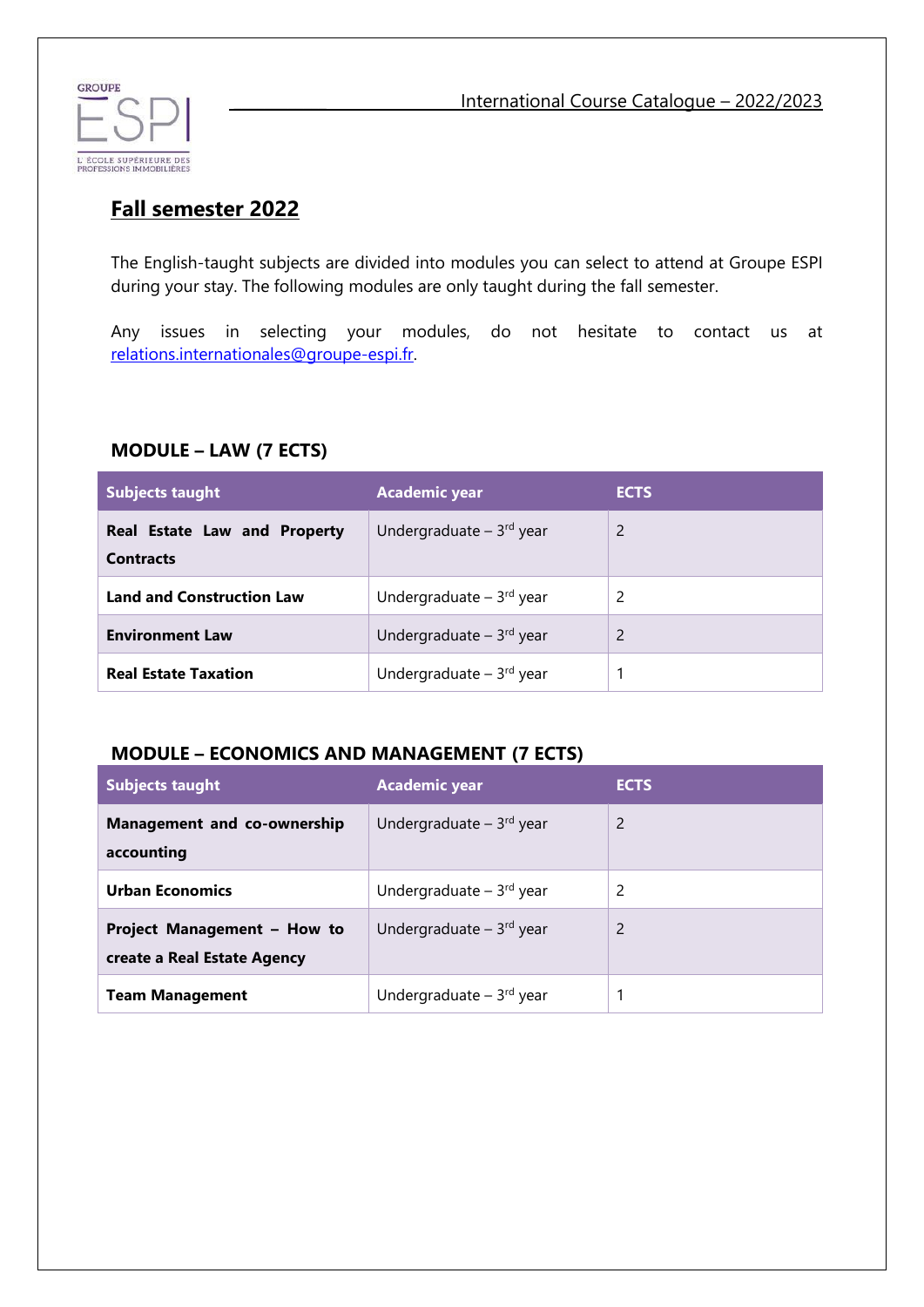## Fall semester 2022

The English-taught subjects are divided into modules you can select to attend at Groupe ESPI during your stay. The following modules are only taught during the fall semester.

Any issues in selecting your modules, do not hesitate to contact us at relations.internationales@groupe-espi.fr.

### MODULE – LAW (7 ECTS)

| Subjects taught | Academic year | ECTS |
|---|---|---|
| **Real Estate Law and Property Contracts** | Undergraduate – 3rd year | 2 |
| **Land and Construction Law** | Undergraduate – 3rd year | 2 |
| **Environment Law** | Undergraduate – 3rd year | 2 |
| **Real Estate Taxation** | Undergraduate – 3rd year | 1 |

### MODULE – ECONOMICS AND MANAGEMENT (7 ECTS)

| Subjects taught | Academic year | ECTS |
|---|---|---|
| **Management and co-ownership accounting** | Undergraduate – 3rd year | 2 |
| **Urban Economics** | Undergraduate – 3rd year | 2 |
| **Project Management – How to create a Real Estate Agency** | Undergraduate – 3rd year | 2 |
| **Team Management** | Undergraduate – 3rd year | 1 |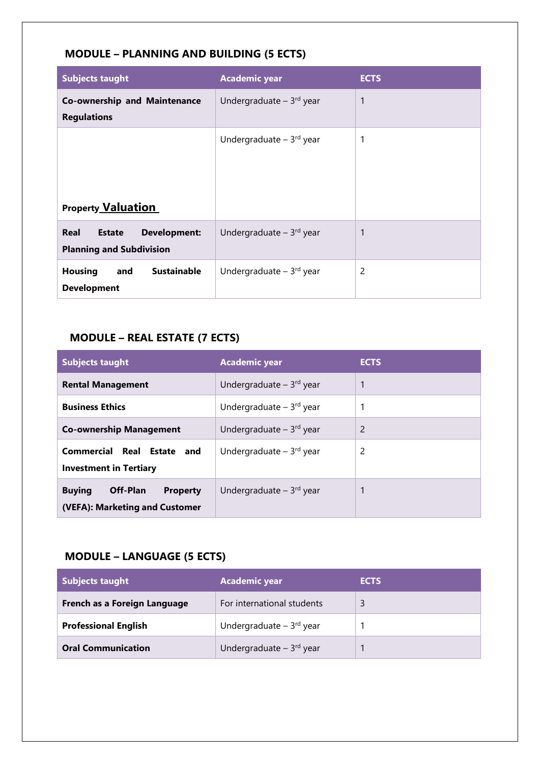## MODULE – PLANNING AND BUILDING (5 ECTS)

| Subjects taught | Academic year | ECTS |
|---|---|---|
| **Co-ownership and Maintenance Regulations** | Undergraduate – 3rd year | 1 |
| **Property Valuation** | Undergraduate – 3rd year | 1 |
| **Real Estate Development: Planning and Subdivision** | Undergraduate – 3rd year | 1 |
| **Housing and Sustainable Development** | Undergraduate – 3rd year | 2 |

## MODULE – REAL ESTATE (7 ECTS)

| Subjects taught | Academic year | ECTS |
|---|---|---|
| **Rental Management** | Undergraduate – 3rd year | 1 |
| **Business Ethics** | Undergraduate – 3rd year | 1 |
| **Co-ownership Management** | Undergraduate – 3rd year | 2 |
| **Commercial Real Estate and Investment in Tertiary** | Undergraduate – 3rd year | 2 |
| **Buying Off-Plan Property (VEFA): Marketing and Customer** | Undergraduate – 3rd year | 1 |

## MODULE – LANGUAGE (5 ECTS)

| Subjects taught | Academic year | ECTS |
|---|---|---|
| **French as a Foreign Language** | For international students | 3 |
| **Professional English** | Undergraduate – 3rd year | 1 |
| **Oral Communication** | Undergraduate – 3rd year | 1 |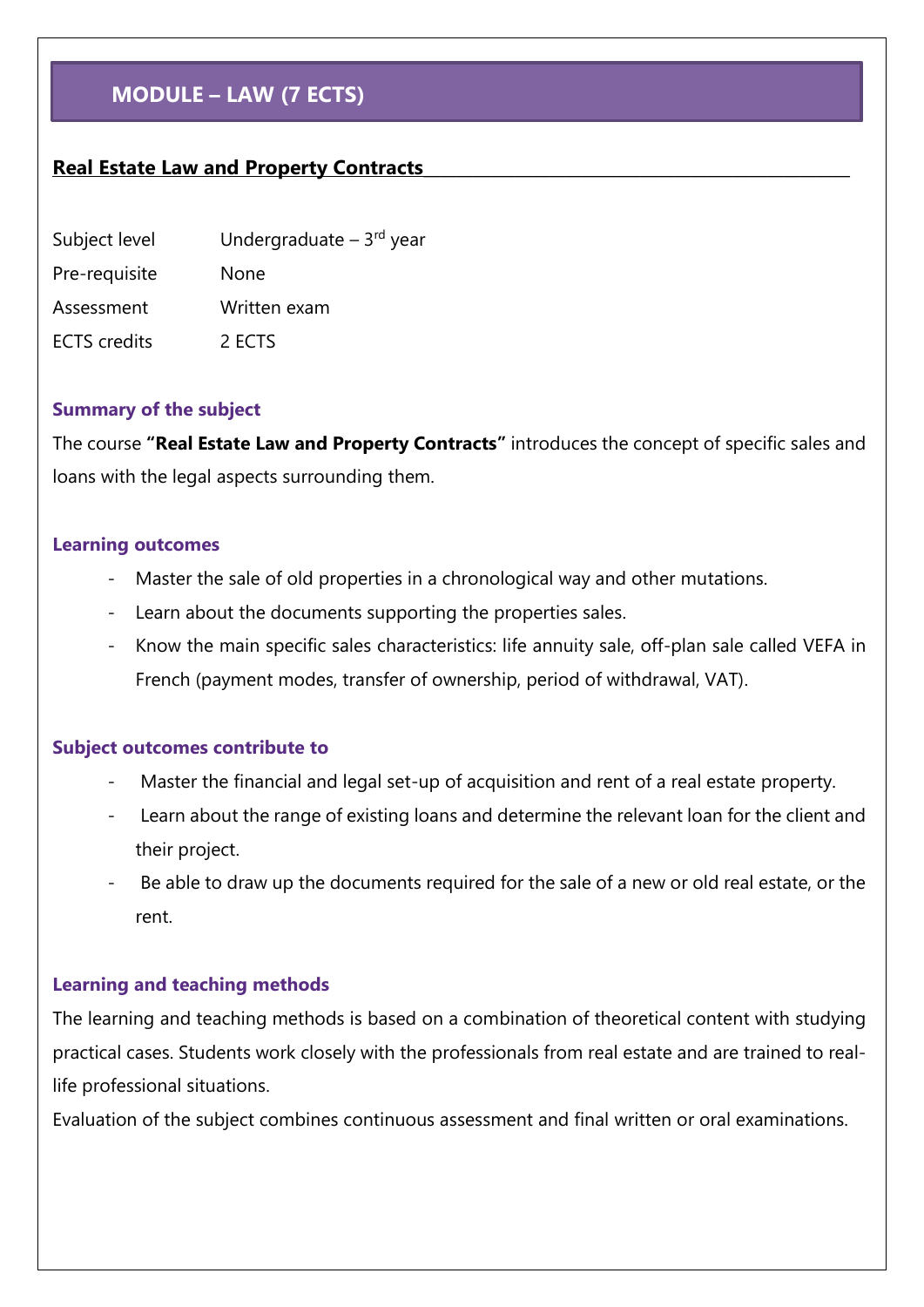# MODULE – LAW (7 ECTS)

## Real Estate Law and Property Contracts

| | |
|---|---|
| Subject level | Undergraduate – 3rd year |
| Pre-requisite | None |
| Assessment | Written exam |
| ECTS credits | 2 ECTS |

### Summary of the subject

The course **"Real Estate Law and Property Contracts"** introduces the concept of specific sales and loans with the legal aspects surrounding them.

### Learning outcomes

- Master the sale of old properties in a chronological way and other mutations.
- Learn about the documents supporting the properties sales.
- Know the main specific sales characteristics: life annuity sale, off-plan sale called VEFA in French (payment modes, transfer of ownership, period of withdrawal, VAT).

### Subject outcomes contribute to

- Master the financial and legal set-up of acquisition and rent of a real estate property.
- Learn about the range of existing loans and determine the relevant loan for the client and their project.
- Be able to draw up the documents required for the sale of a new or old real estate, or the rent.

### Learning and teaching methods

The learning and teaching methods is based on a combination of theoretical content with studying practical cases. Students work closely with the professionals from real estate and are trained to real-life professional situations.

Evaluation of the subject combines continuous assessment and final written or oral examinations.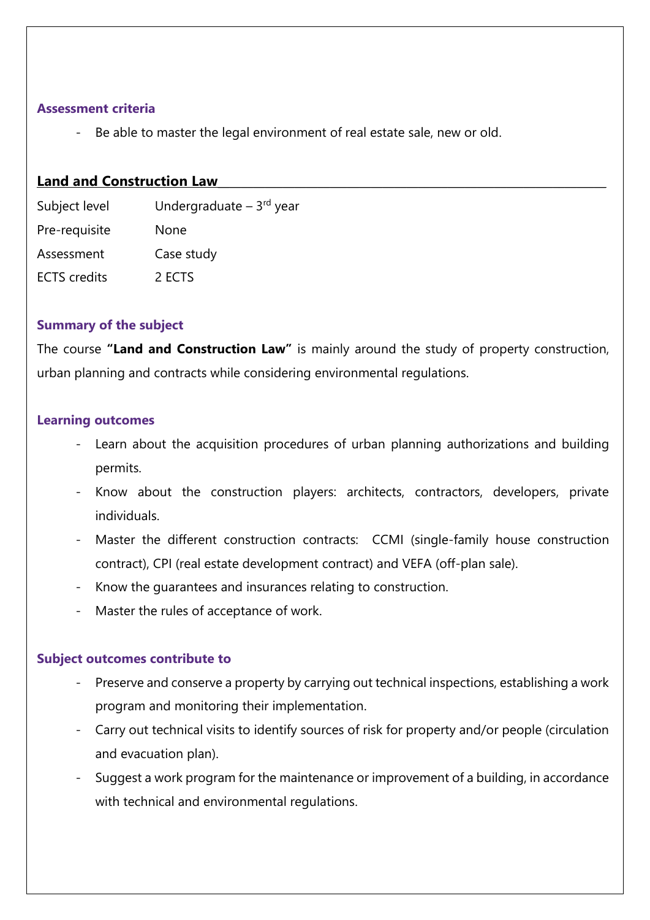### Assessment criteria

- Be able to master the legal environment of real estate sale, new or old.

## Land and Construction Law

| | |
|---|---|
| Subject level | Undergraduate – 3rd year |
| Pre-requisite | None |
| Assessment | Case study |
| ECTS credits | 2 ECTS |

### Summary of the subject

The course **"Land and Construction Law"** is mainly around the study of property construction, urban planning and contracts while considering environmental regulations.

### Learning outcomes

- Learn about the acquisition procedures of urban planning authorizations and building permits.
- Know about the construction players: architects, contractors, developers, private individuals.
- Master the different construction contracts: CCMI (single-family house construction contract), CPI (real estate development contract) and VEFA (off-plan sale).
- Know the guarantees and insurances relating to construction.
- Master the rules of acceptance of work.

### Subject outcomes contribute to

- Preserve and conserve a property by carrying out technical inspections, establishing a work program and monitoring their implementation.
- Carry out technical visits to identify sources of risk for property and/or people (circulation and evacuation plan).
- Suggest a work program for the maintenance or improvement of a building, in accordance with technical and environmental regulations.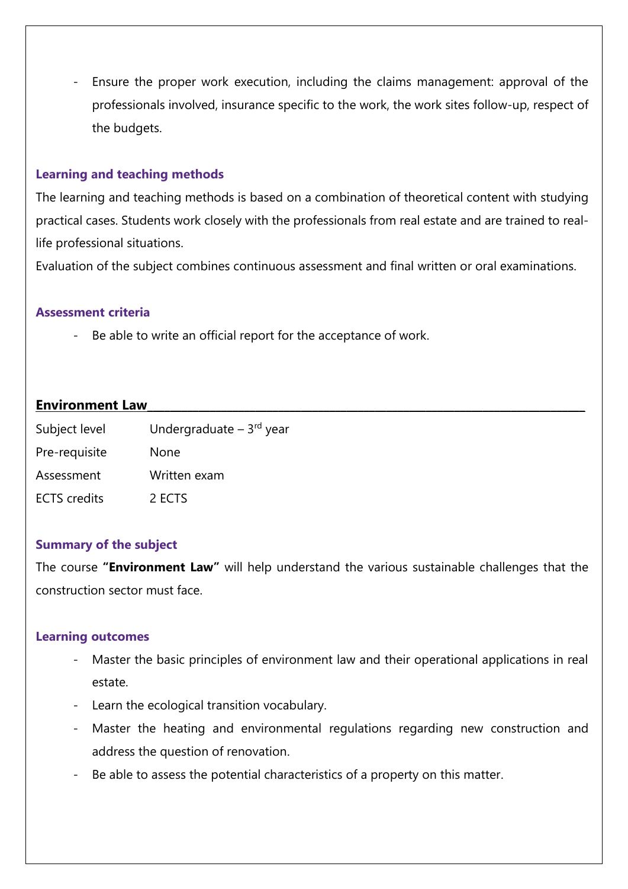- Ensure the proper work execution, including the claims management: approval of the professionals involved, insurance specific to the work, the work sites follow-up, respect of the budgets.

### Learning and teaching methods

The learning and teaching methods is based on a combination of theoretical content with studying practical cases. Students work closely with the professionals from real estate and are trained to real-life professional situations.

Evaluation of the subject combines continuous assessment and final written or oral examinations.

### Assessment criteria

- Be able to write an official report for the acceptance of work.

## Environment Law

| | |
|---|---|
| Subject level | Undergraduate – 3rd year |
| Pre-requisite | None |
| Assessment | Written exam |
| ECTS credits | 2 ECTS |

### Summary of the subject

The course **"Environment Law"** will help understand the various sustainable challenges that the construction sector must face.

### Learning outcomes

- Master the basic principles of environment law and their operational applications in real estate.
- Learn the ecological transition vocabulary.
- Master the heating and environmental regulations regarding new construction and address the question of renovation.
- Be able to assess the potential characteristics of a property on this matter.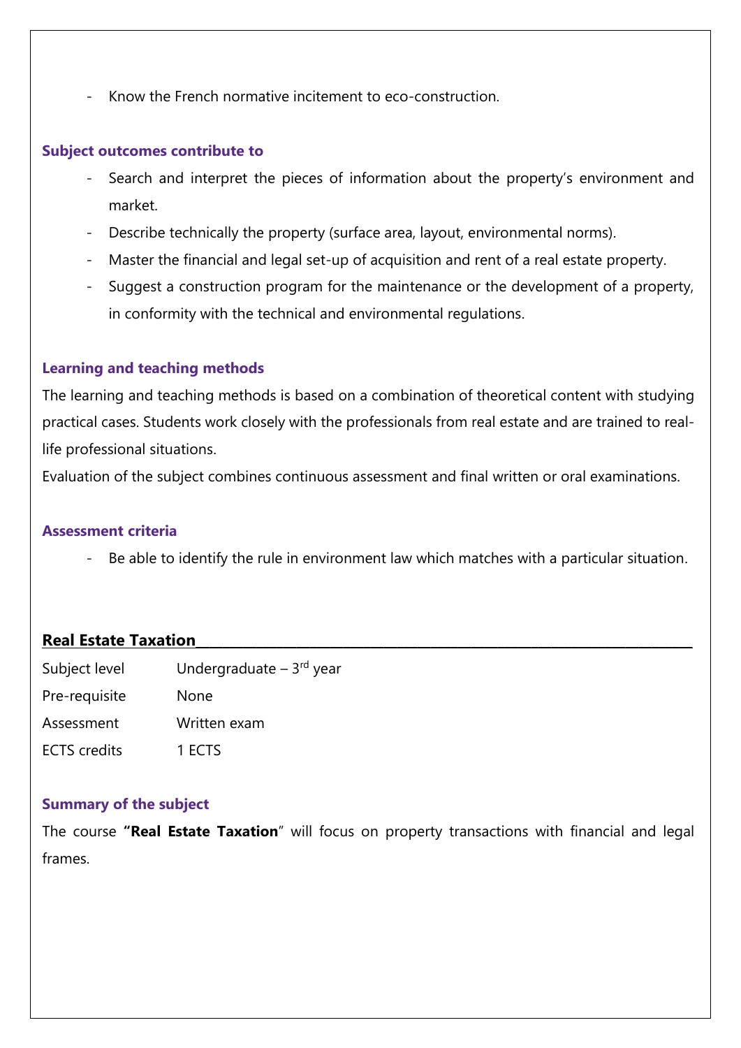- Know the French normative incitement to eco-construction.

### Subject outcomes contribute to

- Search and interpret the pieces of information about the property's environment and market.
- Describe technically the property (surface area, layout, environmental norms).
- Master the financial and legal set-up of acquisition and rent of a real estate property.
- Suggest a construction program for the maintenance or the development of a property, in conformity with the technical and environmental regulations.

### Learning and teaching methods

The learning and teaching methods is based on a combination of theoretical content with studying practical cases. Students work closely with the professionals from real estate and are trained to real-life professional situations.

Evaluation of the subject combines continuous assessment and final written or oral examinations.

### Assessment criteria

- Be able to identify the rule in environment law which matches with a particular situation.

## Real Estate Taxation

| | |
|---|---|
| Subject level | Undergraduate – 3rd year |
| Pre-requisite | None |
| Assessment | Written exam |
| ECTS credits | 1 ECTS |

### Summary of the subject

The course **"Real Estate Taxation"** will focus on property transactions with financial and legal frames.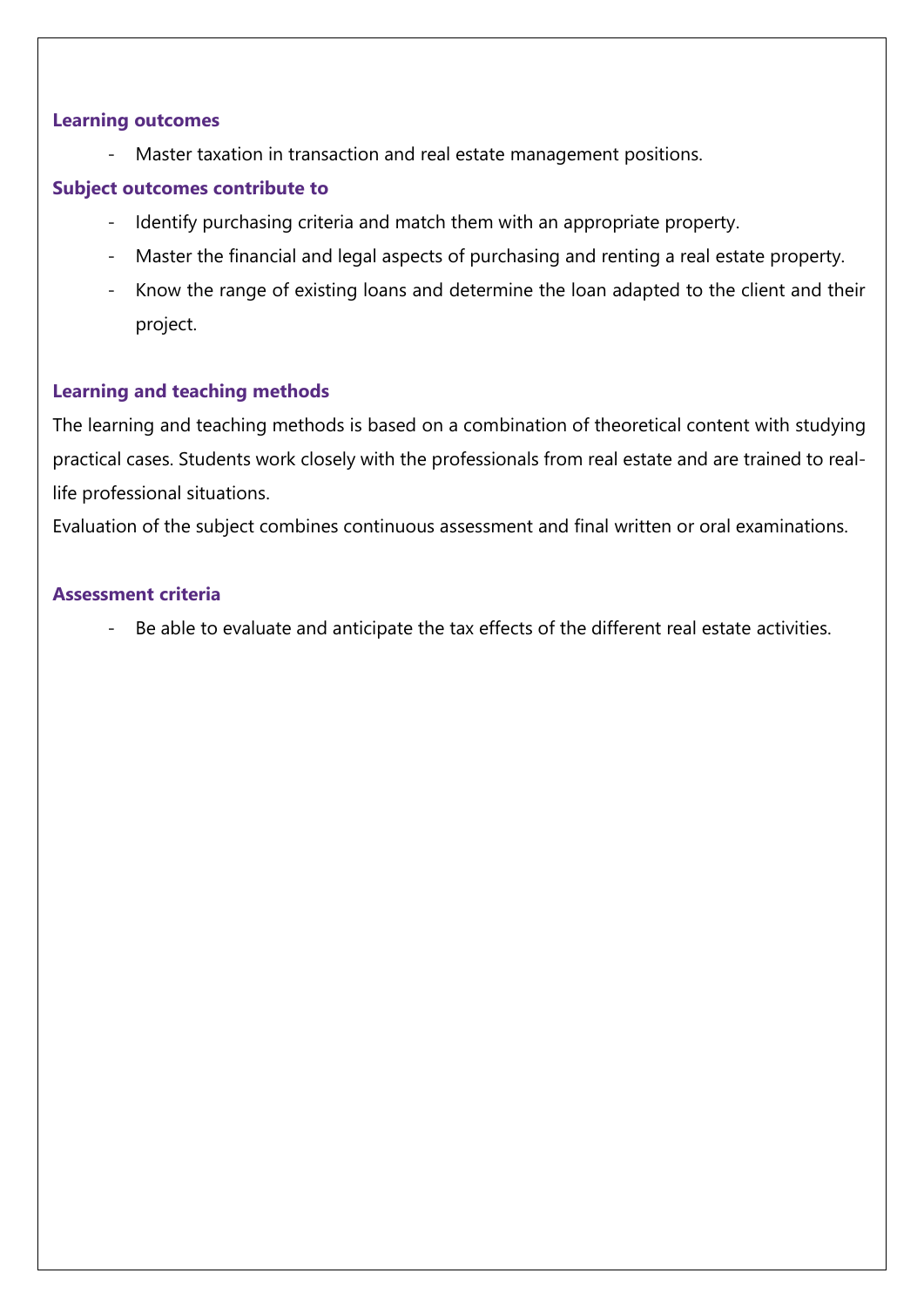**Learning outcomes**

- Master taxation in transaction and real estate management positions.

**Subject outcomes contribute to**

- Identify purchasing criteria and match them with an appropriate property.
- Master the financial and legal aspects of purchasing and renting a real estate property.
- Know the range of existing loans and determine the loan adapted to the client and their project.

**Learning and teaching methods**

The learning and teaching methods is based on a combination of theoretical content with studying practical cases. Students work closely with the professionals from real estate and are trained to real-life professional situations.

Evaluation of the subject combines continuous assessment and final written or oral examinations.

**Assessment criteria**

- Be able to evaluate and anticipate the tax effects of the different real estate activities.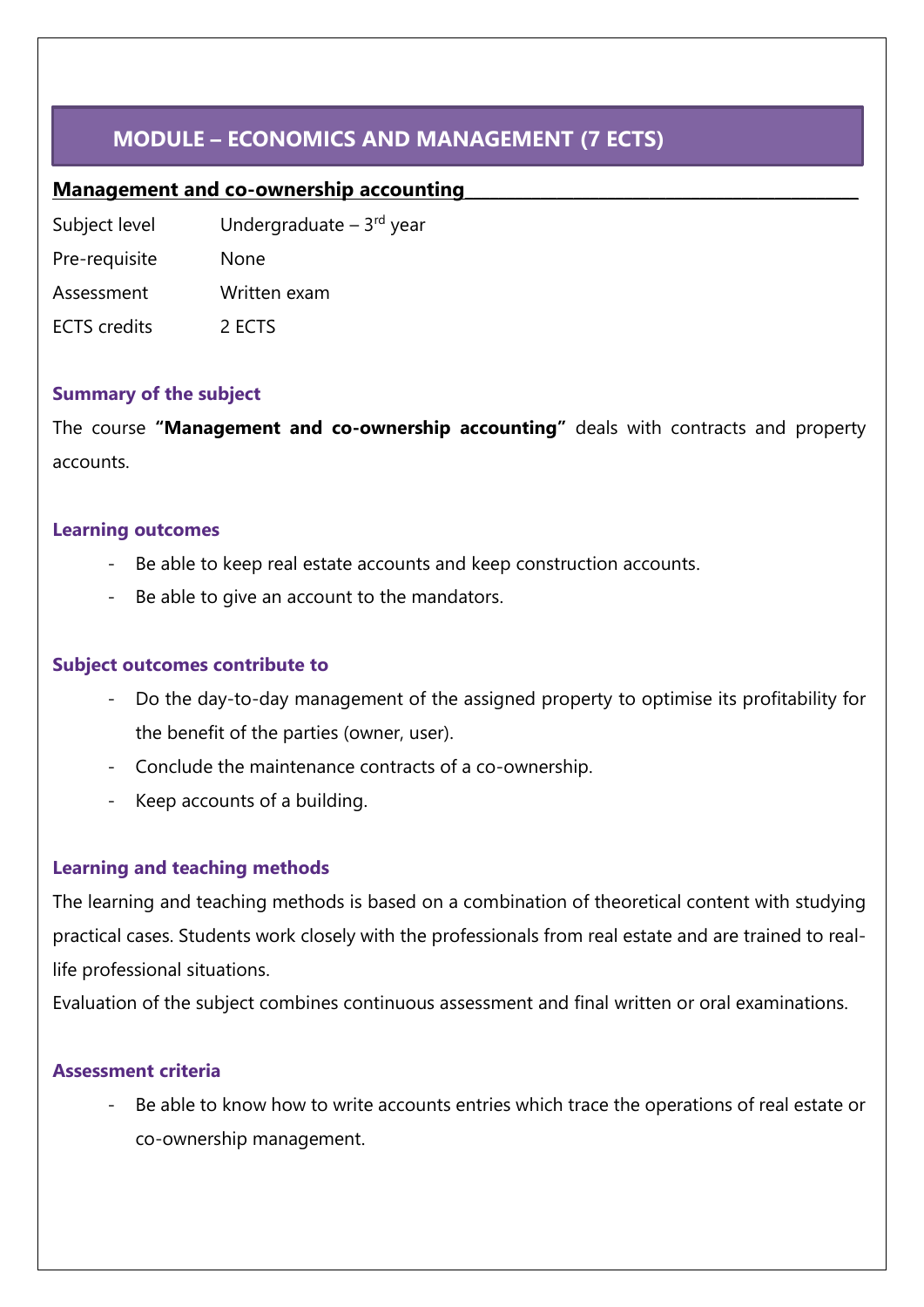# MODULE – ECONOMICS AND MANAGEMENT (7 ECTS)

## Management and co-ownership accounting

| | |
|---|---|
| Subject level | Undergraduate – 3rd year |
| Pre-requisite | None |
| Assessment | Written exam |
| ECTS credits | 2 ECTS |

### Summary of the subject

The course **"Management and co-ownership accounting"** deals with contracts and property accounts.

### Learning outcomes

- Be able to keep real estate accounts and keep construction accounts.
- Be able to give an account to the mandators.

### Subject outcomes contribute to

- Do the day-to-day management of the assigned property to optimise its profitability for the benefit of the parties (owner, user).
- Conclude the maintenance contracts of a co-ownership.
- Keep accounts of a building.

### Learning and teaching methods

The learning and teaching methods is based on a combination of theoretical content with studying practical cases. Students work closely with the professionals from real estate and are trained to real-life professional situations.

Evaluation of the subject combines continuous assessment and final written or oral examinations.

### Assessment criteria

- Be able to know how to write accounts entries which trace the operations of real estate or co-ownership management.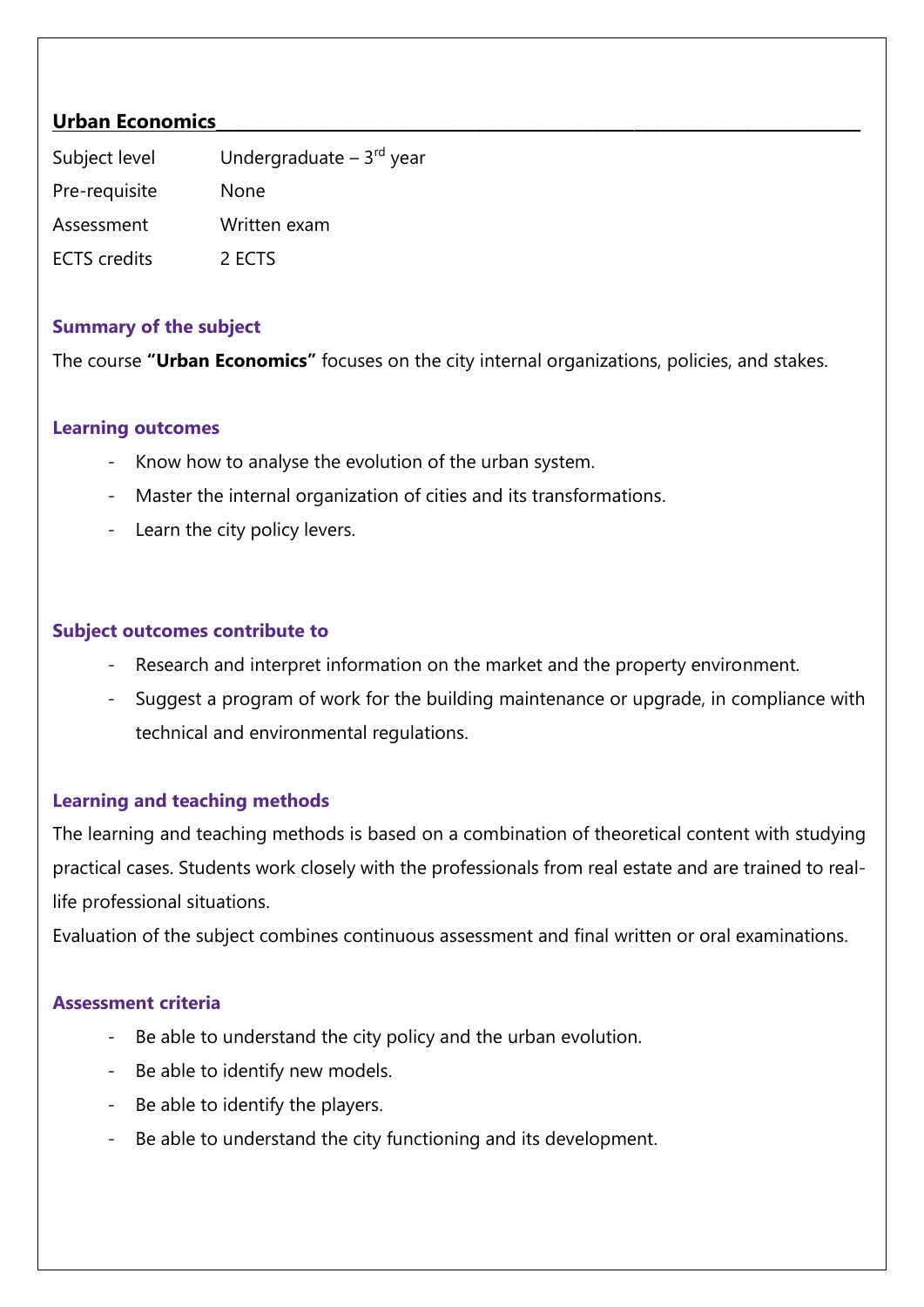## Urban Economics

| | |
|---|---|
| Subject level | Undergraduate – 3rd year |
| Pre-requisite | None |
| Assessment | Written exam |
| ECTS credits | 2 ECTS |

### Summary of the subject

The course **"Urban Economics"** focuses on the city internal organizations, policies, and stakes.

### Learning outcomes

- Know how to analyse the evolution of the urban system.
- Master the internal organization of cities and its transformations.
- Learn the city policy levers.

### Subject outcomes contribute to

- Research and interpret information on the market and the property environment.
- Suggest a program of work for the building maintenance or upgrade, in compliance with technical and environmental regulations.

### Learning and teaching methods

The learning and teaching methods is based on a combination of theoretical content with studying practical cases. Students work closely with the professionals from real estate and are trained to real-life professional situations.

Evaluation of the subject combines continuous assessment and final written or oral examinations.

### Assessment criteria

- Be able to understand the city policy and the urban evolution.
- Be able to identify new models.
- Be able to identify the players.
- Be able to understand the city functioning and its development.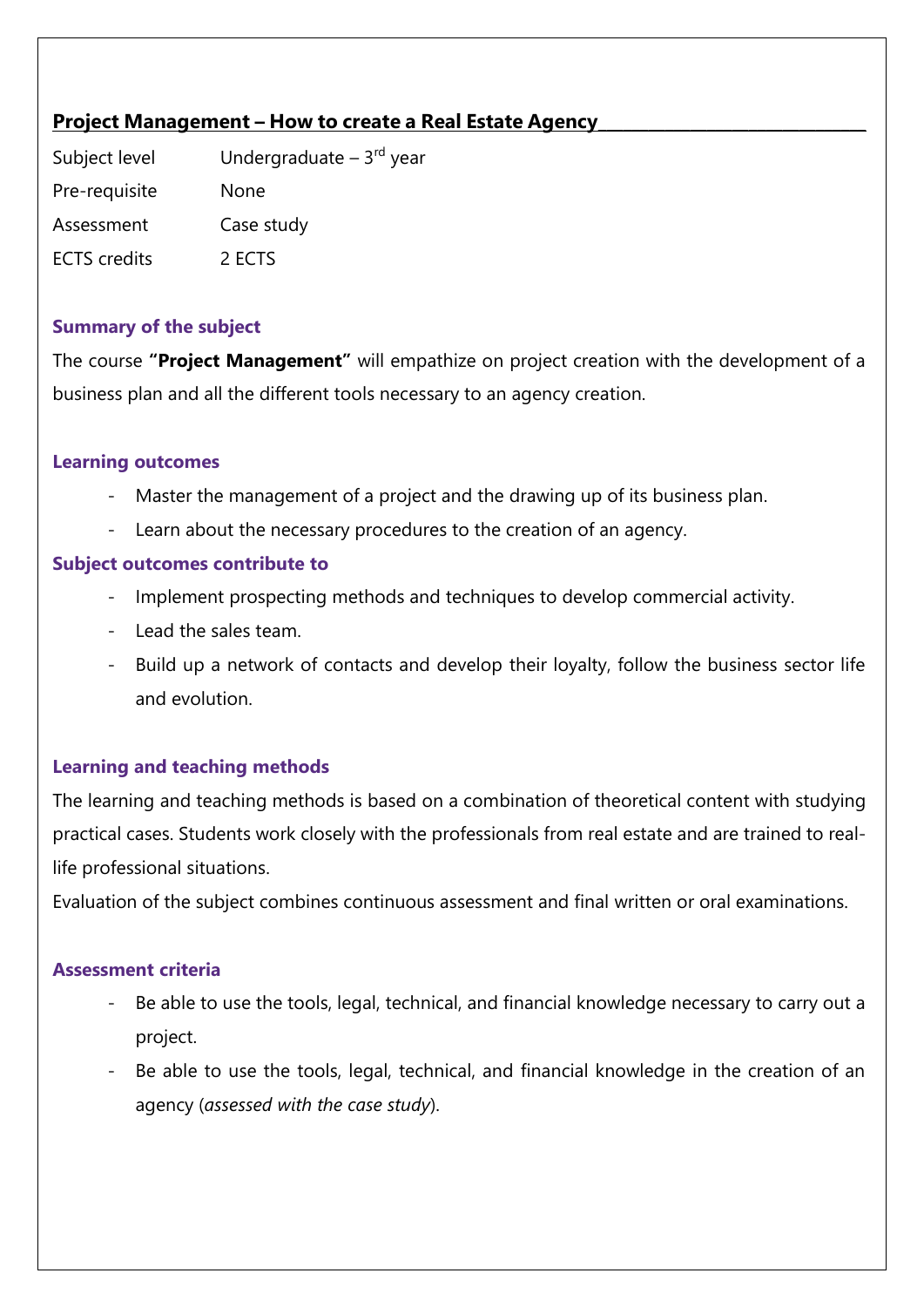## Project Management – How to create a Real Estate Agency

| | |
|---|---|
| Subject level | Undergraduate – 3rd year |
| Pre-requisite | None |
| Assessment | Case study |
| ECTS credits | 2 ECTS |

### Summary of the subject

The course **"Project Management"** will empathize on project creation with the development of a business plan and all the different tools necessary to an agency creation.

### Learning outcomes

- Master the management of a project and the drawing up of its business plan.
- Learn about the necessary procedures to the creation of an agency.

### Subject outcomes contribute to

- Implement prospecting methods and techniques to develop commercial activity.
- Lead the sales team.
- Build up a network of contacts and develop their loyalty, follow the business sector life and evolution.

### Learning and teaching methods

The learning and teaching methods is based on a combination of theoretical content with studying practical cases. Students work closely with the professionals from real estate and are trained to real-life professional situations.

Evaluation of the subject combines continuous assessment and final written or oral examinations.

### Assessment criteria

- Be able to use the tools, legal, technical, and financial knowledge necessary to carry out a project.
- Be able to use the tools, legal, technical, and financial knowledge in the creation of an agency (*assessed with the case study*).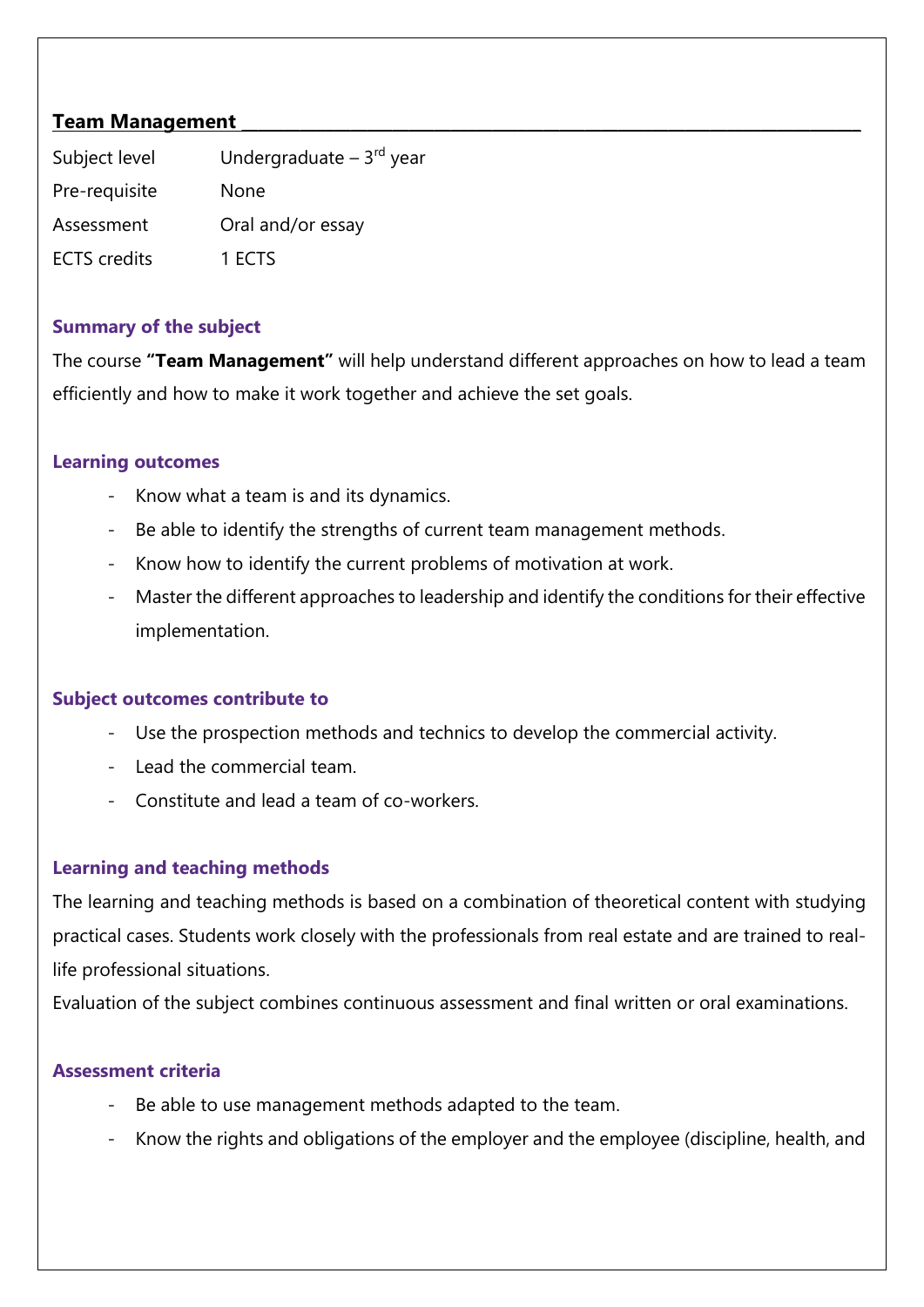## Team Management

| | |
|---|---|
| Subject level | Undergraduate – 3rd year |
| Pre-requisite | None |
| Assessment | Oral and/or essay |
| ECTS credits | 1 ECTS |

### Summary of the subject

The course **"Team Management"** will help understand different approaches on how to lead a team efficiently and how to make it work together and achieve the set goals.

### Learning outcomes

- Know what a team is and its dynamics.
- Be able to identify the strengths of current team management methods.
- Know how to identify the current problems of motivation at work.
- Master the different approaches to leadership and identify the conditions for their effective implementation.

### Subject outcomes contribute to

- Use the prospection methods and technics to develop the commercial activity.
- Lead the commercial team.
- Constitute and lead a team of co-workers.

### Learning and teaching methods

The learning and teaching methods is based on a combination of theoretical content with studying practical cases. Students work closely with the professionals from real estate and are trained to real-life professional situations.

Evaluation of the subject combines continuous assessment and final written or oral examinations.

### Assessment criteria

- Be able to use management methods adapted to the team.
- Know the rights and obligations of the employer and the employee (discipline, health, and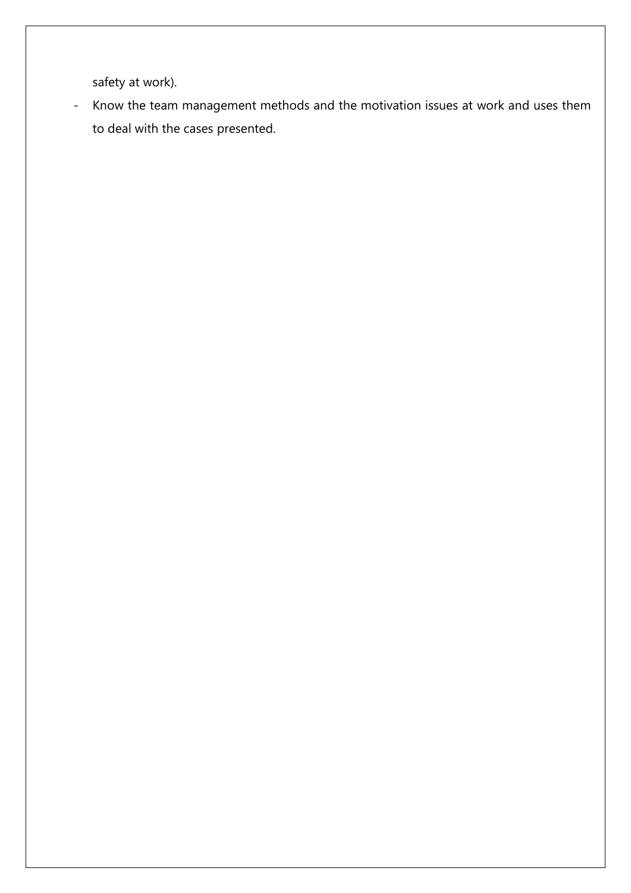safety at work).

- Know the team management methods and the motivation issues at work and uses them to deal with the cases presented.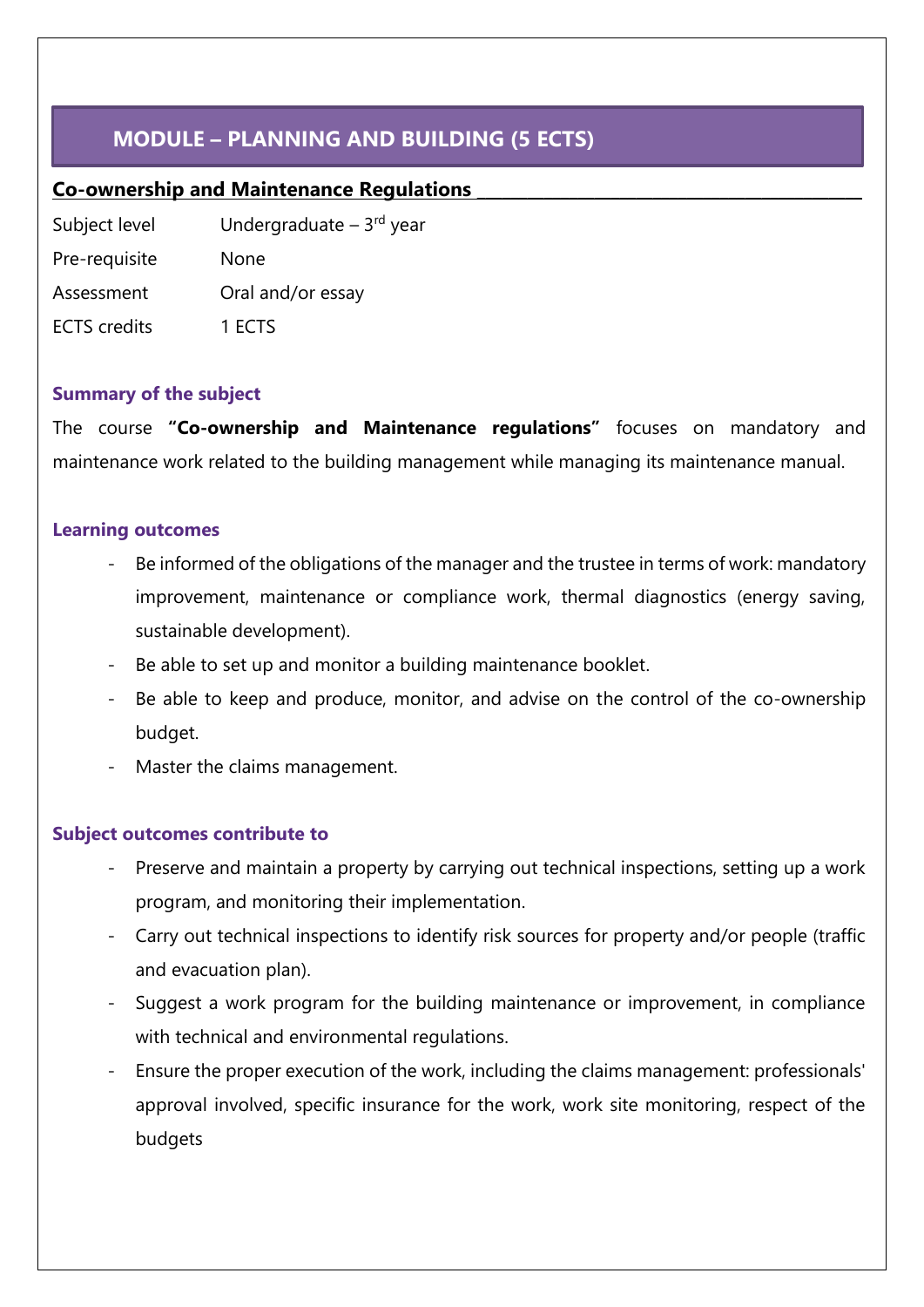# MODULE – PLANNING AND BUILDING (5 ECTS)

## Co-ownership and Maintenance Regulations

| | |
|---|---|
| Subject level | Undergraduate – 3rd year |
| Pre-requisite | None |
| Assessment | Oral and/or essay |
| ECTS credits | 1 ECTS |

### Summary of the subject

The course **"Co-ownership and Maintenance regulations"** focuses on mandatory and maintenance work related to the building management while managing its maintenance manual.

### Learning outcomes

- Be informed of the obligations of the manager and the trustee in terms of work: mandatory improvement, maintenance or compliance work, thermal diagnostics (energy saving, sustainable development).
- Be able to set up and monitor a building maintenance booklet.
- Be able to keep and produce, monitor, and advise on the control of the co-ownership budget.
- Master the claims management.

### Subject outcomes contribute to

- Preserve and maintain a property by carrying out technical inspections, setting up a work program, and monitoring their implementation.
- Carry out technical inspections to identify risk sources for property and/or people (traffic and evacuation plan).
- Suggest a work program for the building maintenance or improvement, in compliance with technical and environmental regulations.
- Ensure the proper execution of the work, including the claims management: professionals' approval involved, specific insurance for the work, work site monitoring, respect of the budgets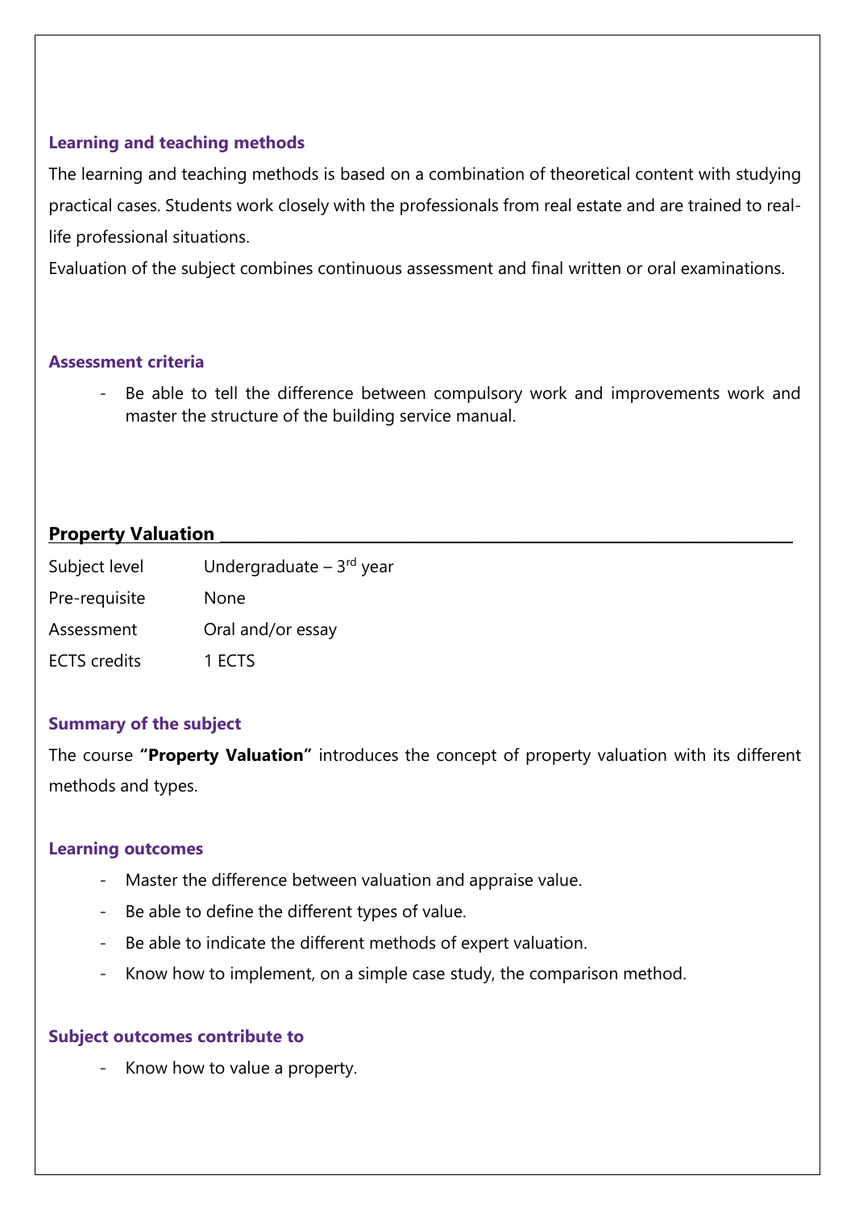#### Learning and teaching methods

The learning and teaching methods is based on a combination of theoretical content with studying practical cases. Students work closely with the professionals from real estate and are trained to real-life professional situations.

Evaluation of the subject combines continuous assessment and final written or oral examinations.

#### Assessment criteria

- Be able to tell the difference between compulsory work and improvements work and master the structure of the building service manual.

## Property Valuation

| | |
|---|---|
| Subject level | Undergraduate – 3rd year |
| Pre-requisite | None |
| Assessment | Oral and/or essay |
| ECTS credits | 1 ECTS |

#### Summary of the subject

The course **"Property Valuation"** introduces the concept of property valuation with its different methods and types.

#### Learning outcomes

- Master the difference between valuation and appraise value.
- Be able to define the different types of value.
- Be able to indicate the different methods of expert valuation.
- Know how to implement, on a simple case study, the comparison method.

#### Subject outcomes contribute to

- Know how to value a property.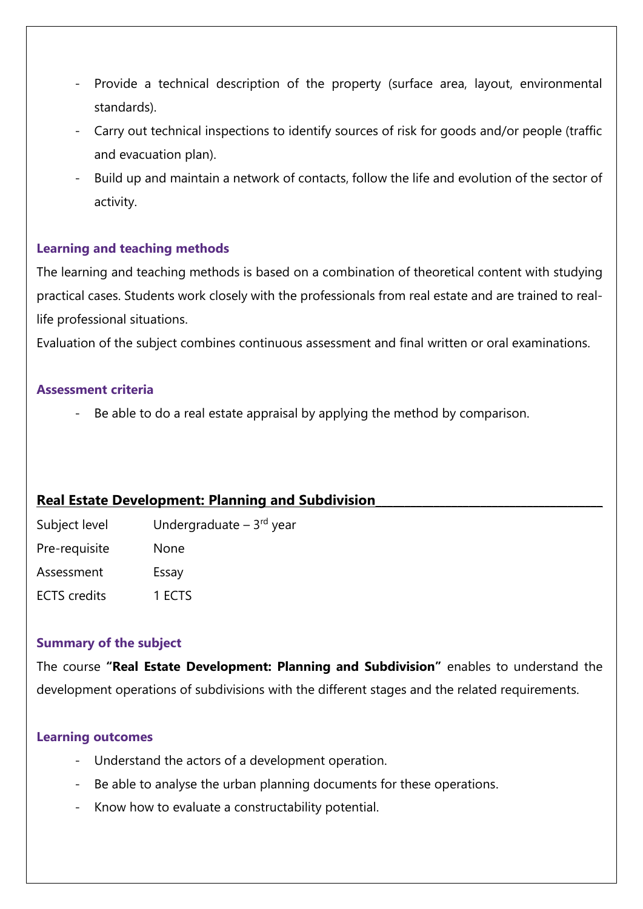- Provide a technical description of the property (surface area, layout, environmental standards).
- Carry out technical inspections to identify sources of risk for goods and/or people (traffic and evacuation plan).
- Build up and maintain a network of contacts, follow the life and evolution of the sector of activity.

#### Learning and teaching methods

The learning and teaching methods is based on a combination of theoretical content with studying practical cases. Students work closely with the professionals from real estate and are trained to real-life professional situations.

Evaluation of the subject combines continuous assessment and final written or oral examinations.

#### Assessment criteria

- Be able to do a real estate appraisal by applying the method by comparison.

## Real Estate Development: Planning and Subdivision

| | |
|---|---|
| Subject level | Undergraduate – 3rd year |
| Pre-requisite | None |
| Assessment | Essay |
| ECTS credits | 1 ECTS |

#### Summary of the subject

The course **"Real Estate Development: Planning and Subdivision"** enables to understand the development operations of subdivisions with the different stages and the related requirements.

#### Learning outcomes

- Understand the actors of a development operation.
- Be able to analyse the urban planning documents for these operations.
- Know how to evaluate a constructability potential.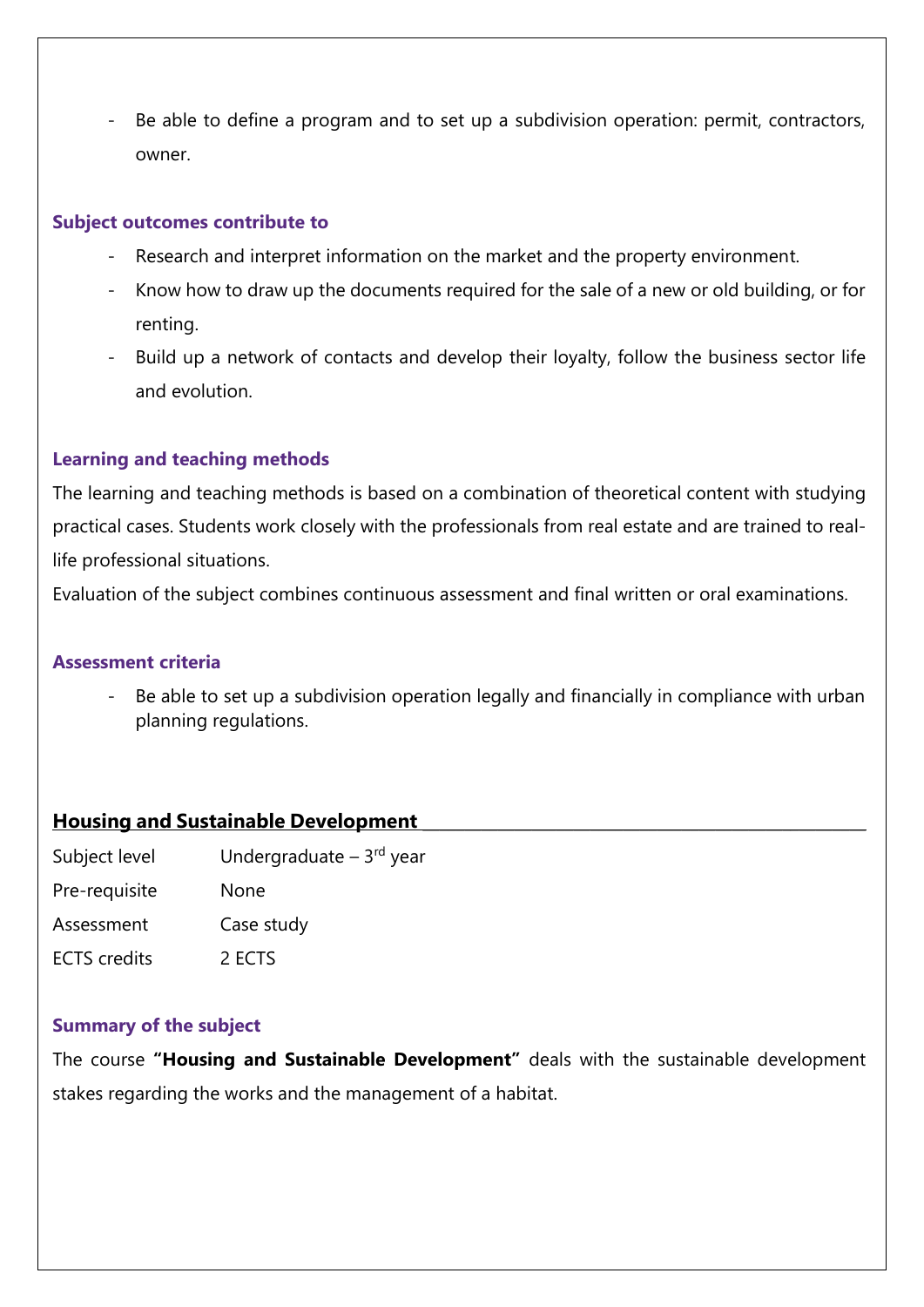- Be able to define a program and to set up a subdivision operation: permit, contractors, owner.

### Subject outcomes contribute to

- Research and interpret information on the market and the property environment.
- Know how to draw up the documents required for the sale of a new or old building, or for renting.
- Build up a network of contacts and develop their loyalty, follow the business sector life and evolution.

### Learning and teaching methods

The learning and teaching methods is based on a combination of theoretical content with studying practical cases. Students work closely with the professionals from real estate and are trained to real-life professional situations.

Evaluation of the subject combines continuous assessment and final written or oral examinations.

### Assessment criteria

- Be able to set up a subdivision operation legally and financially in compliance with urban planning regulations.

## Housing and Sustainable Development

| | |
|---|---|
| Subject level | Undergraduate – 3rd year |
| Pre-requisite | None |
| Assessment | Case study |
| ECTS credits | 2 ECTS |

### Summary of the subject

The course **"Housing and Sustainable Development"** deals with the sustainable development stakes regarding the works and the management of a habitat.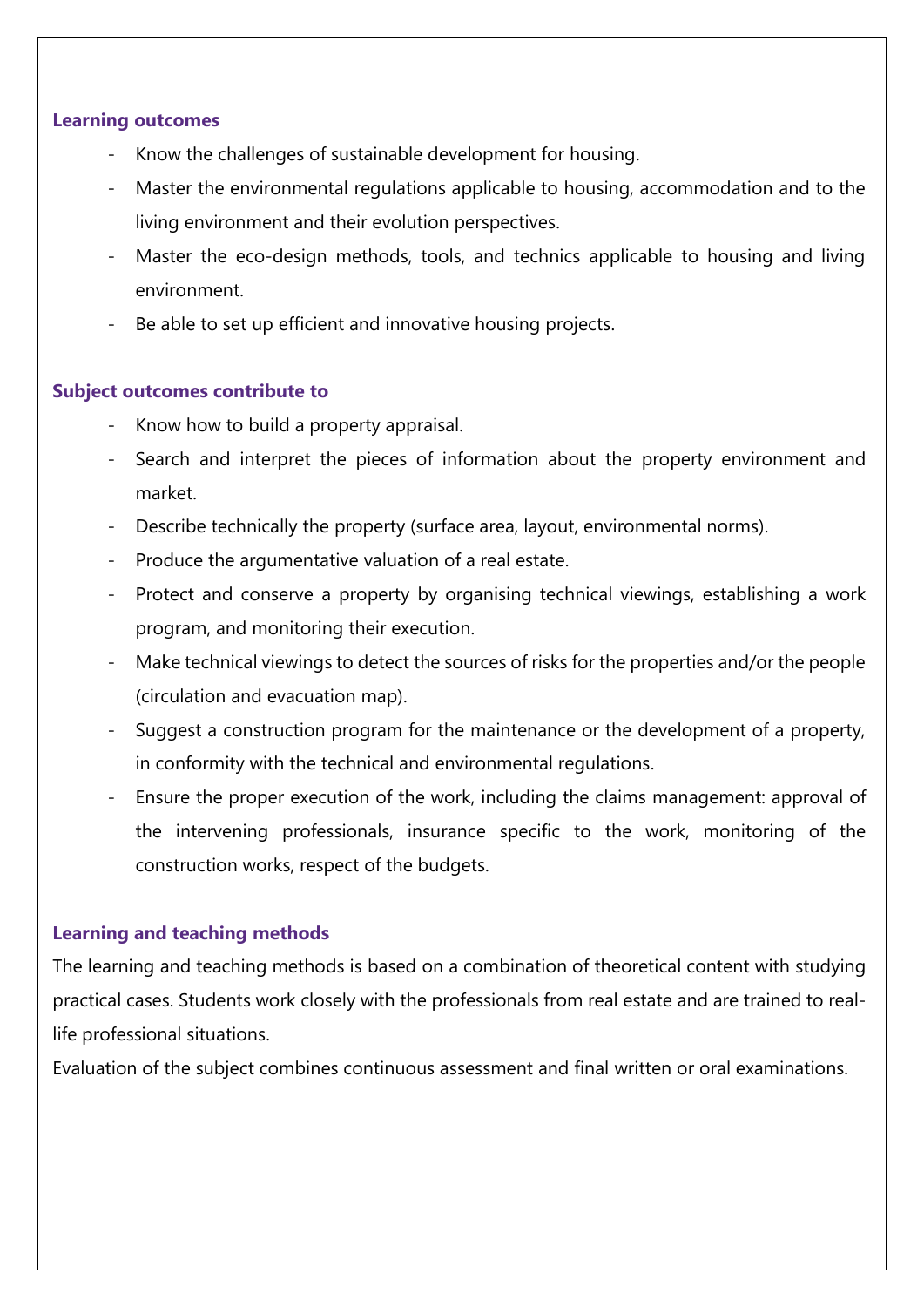**Learning outcomes**

- Know the challenges of sustainable development for housing.
- Master the environmental regulations applicable to housing, accommodation and to the living environment and their evolution perspectives.
- Master the eco-design methods, tools, and technics applicable to housing and living environment.
- Be able to set up efficient and innovative housing projects.

**Subject outcomes contribute to**

- Know how to build a property appraisal.
- Search and interpret the pieces of information about the property environment and market.
- Describe technically the property (surface area, layout, environmental norms).
- Produce the argumentative valuation of a real estate.
- Protect and conserve a property by organising technical viewings, establishing a work program, and monitoring their execution.
- Make technical viewings to detect the sources of risks for the properties and/or the people (circulation and evacuation map).
- Suggest a construction program for the maintenance or the development of a property, in conformity with the technical and environmental regulations.
- Ensure the proper execution of the work, including the claims management: approval of the intervening professionals, insurance specific to the work, monitoring of the construction works, respect of the budgets.

**Learning and teaching methods**

The learning and teaching methods is based on a combination of theoretical content with studying practical cases. Students work closely with the professionals from real estate and are trained to real-life professional situations.

Evaluation of the subject combines continuous assessment and final written or oral examinations.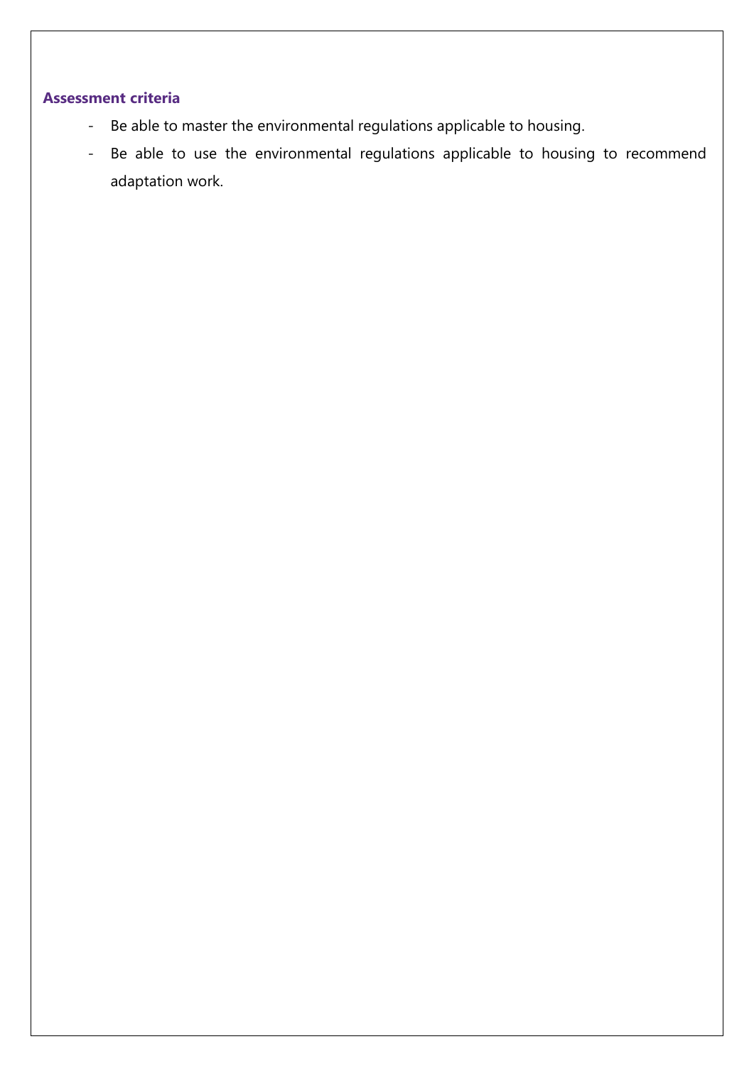**Assessment criteria**

- Be able to master the environmental regulations applicable to housing.
- Be able to use the environmental regulations applicable to housing to recommend adaptation work.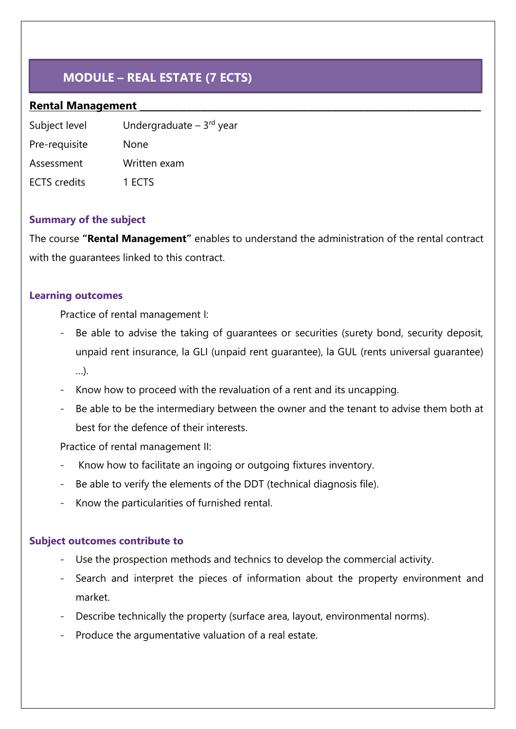# MODULE – REAL ESTATE (7 ECTS)

## Rental Management

| | |
|---|---|
| Subject level | Undergraduate – 3rd year |
| Pre-requisite | None |
| Assessment | Written exam |
| ECTS credits | 1 ECTS |

### Summary of the subject

The course **"Rental Management"** enables to understand the administration of the rental contract with the guarantees linked to this contract.

### Learning outcomes

Practice of rental management I:

- Be able to advise the taking of guarantees or securities (surety bond, security deposit, unpaid rent insurance, la GLI (unpaid rent guarantee), la GUL (rents universal guarantee) …).
- Know how to proceed with the revaluation of a rent and its uncapping.
- Be able to be the intermediary between the owner and the tenant to advise them both at best for the defence of their interests.

Practice of rental management II:

- Know how to facilitate an ingoing or outgoing fixtures inventory.
- Be able to verify the elements of the DDT (technical diagnosis file).
- Know the particularities of furnished rental.

### Subject outcomes contribute to

- Use the prospection methods and technics to develop the commercial activity.
- Search and interpret the pieces of information about the property environment and market.
- Describe technically the property (surface area, layout, environmental norms).
- Produce the argumentative valuation of a real estate.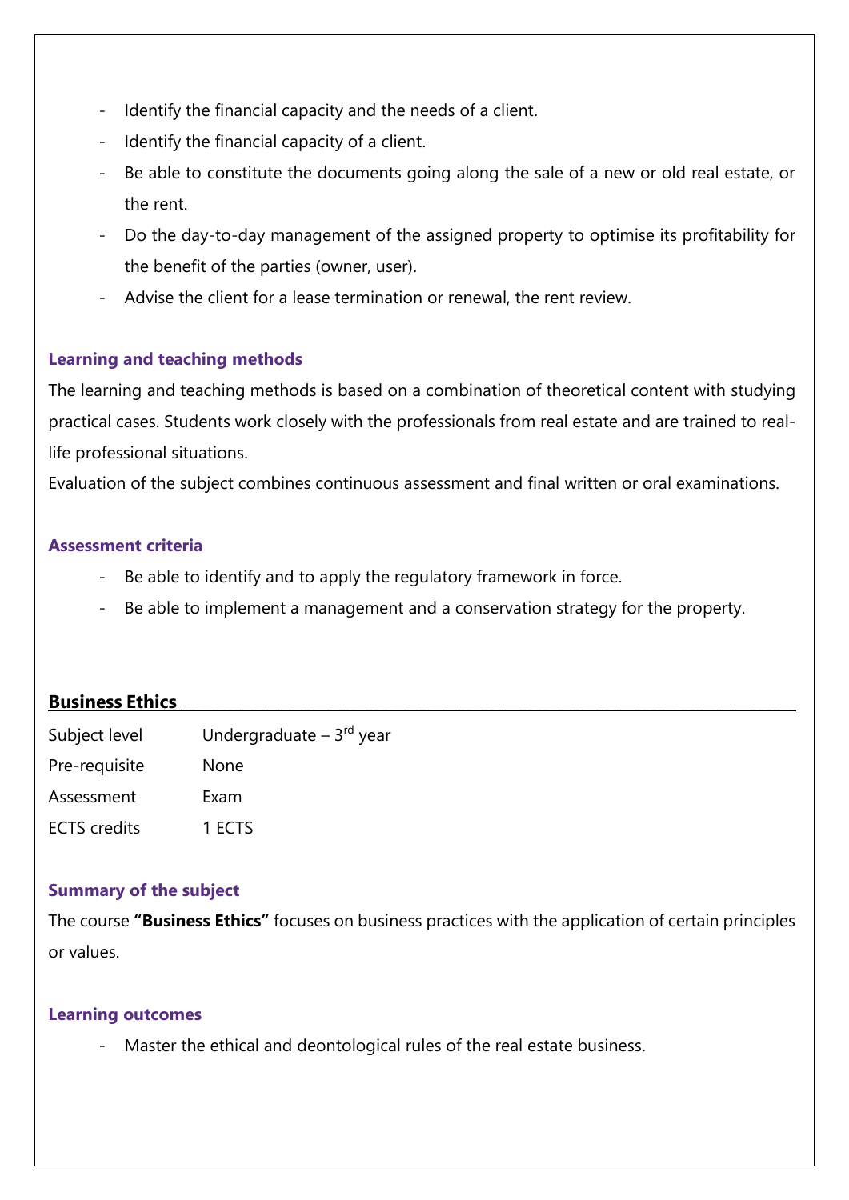- Identify the financial capacity and the needs of a client.
- Identify the financial capacity of a client.
- Be able to constitute the documents going along the sale of a new or old real estate, or the rent.
- Do the day-to-day management of the assigned property to optimise its profitability for the benefit of the parties (owner, user).
- Advise the client for a lease termination or renewal, the rent review.

### Learning and teaching methods

The learning and teaching methods is based on a combination of theoretical content with studying practical cases. Students work closely with the professionals from real estate and are trained to real-life professional situations.
Evaluation of the subject combines continuous assessment and final written or oral examinations.

### Assessment criteria

- Be able to identify and to apply the regulatory framework in force.
- Be able to implement a management and a conservation strategy for the property.

## Business Ethics

| | |
|---|---|
| Subject level | Undergraduate – 3rd year |
| Pre-requisite | None |
| Assessment | Exam |
| ECTS credits | 1 ECTS |

### Summary of the subject

The course **"Business Ethics"** focuses on business practices with the application of certain principles or values.

### Learning outcomes

- Master the ethical and deontological rules of the real estate business.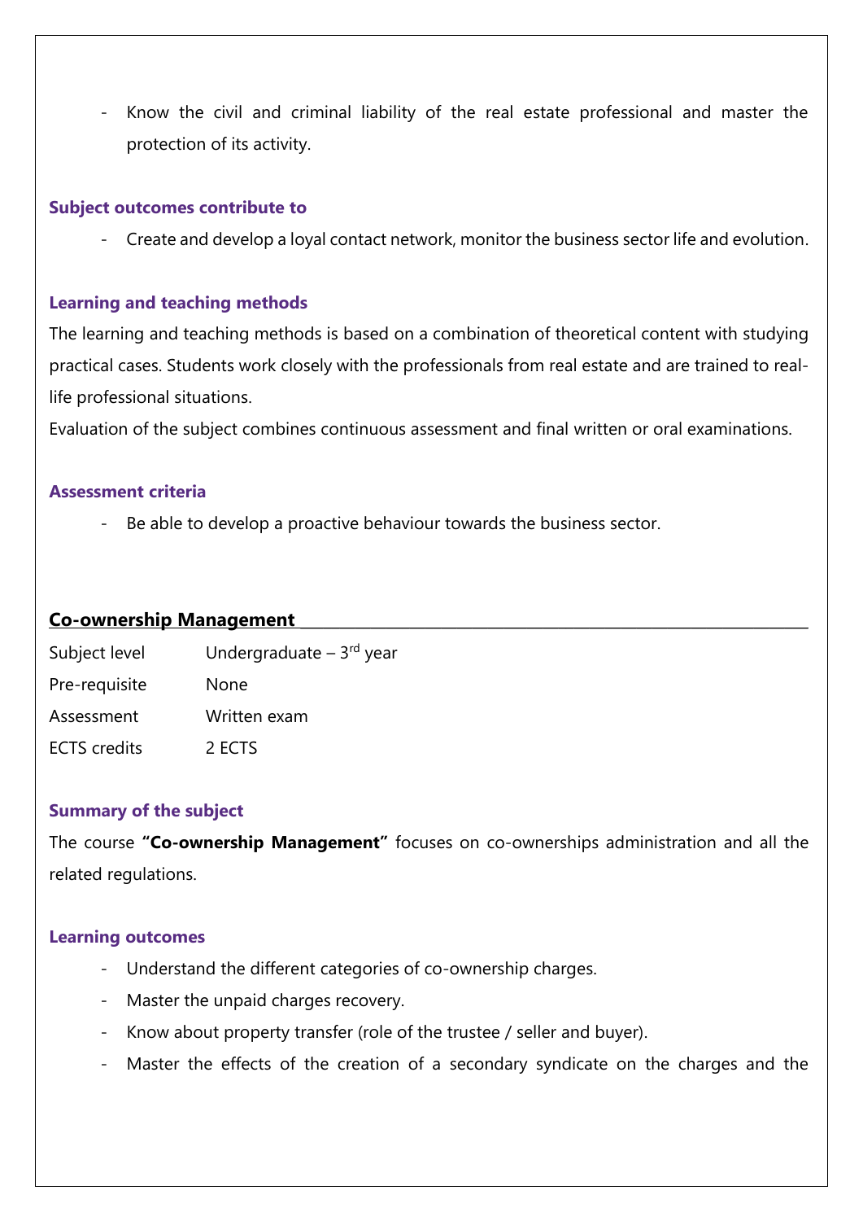- Know the civil and criminal liability of the real estate professional and master the protection of its activity.

#### Subject outcomes contribute to

- Create and develop a loyal contact network, monitor the business sector life and evolution.

#### Learning and teaching methods

The learning and teaching methods is based on a combination of theoretical content with studying practical cases. Students work closely with the professionals from real estate and are trained to real-life professional situations.

Evaluation of the subject combines continuous assessment and final written or oral examinations.

#### Assessment criteria

- Be able to develop a proactive behaviour towards the business sector.

### Co-ownership Management

| | |
|---|---|
| Subject level | Undergraduate – 3rd year |
| Pre-requisite | None |
| Assessment | Written exam |
| ECTS credits | 2 ECTS |

#### Summary of the subject

The course **"Co-ownership Management"** focuses on co-ownerships administration and all the related regulations.

#### Learning outcomes

- Understand the different categories of co-ownership charges.
- Master the unpaid charges recovery.
- Know about property transfer (role of the trustee / seller and buyer).
- Master the effects of the creation of a secondary syndicate on the charges and the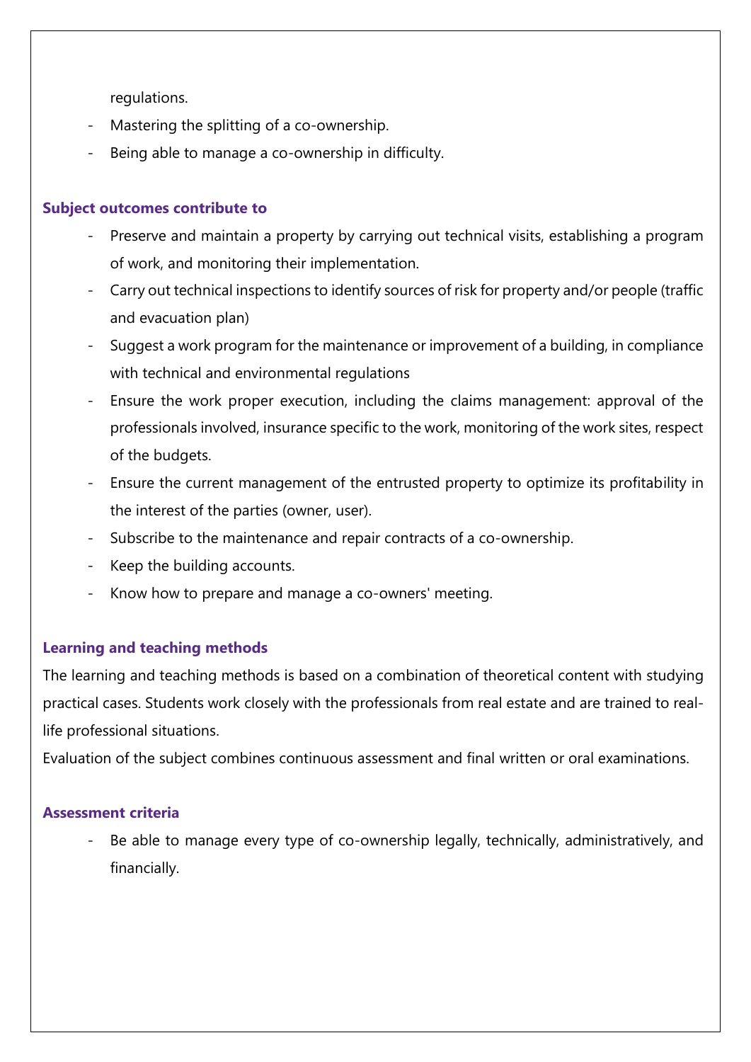regulations.

- Mastering the splitting of a co-ownership.
- Being able to manage a co-ownership in difficulty.

**Subject outcomes contribute to**

- Preserve and maintain a property by carrying out technical visits, establishing a program of work, and monitoring their implementation.
- Carry out technical inspections to identify sources of risk for property and/or people (traffic and evacuation plan)
- Suggest a work program for the maintenance or improvement of a building, in compliance with technical and environmental regulations
- Ensure the work proper execution, including the claims management: approval of the professionals involved, insurance specific to the work, monitoring of the work sites, respect of the budgets.
- Ensure the current management of the entrusted property to optimize its profitability in the interest of the parties (owner, user).
- Subscribe to the maintenance and repair contracts of a co-ownership.
- Keep the building accounts.
- Know how to prepare and manage a co-owners' meeting.

**Learning and teaching methods**

The learning and teaching methods is based on a combination of theoretical content with studying practical cases. Students work closely with the professionals from real estate and are trained to real-life professional situations.

Evaluation of the subject combines continuous assessment and final written or oral examinations.

**Assessment criteria**

- Be able to manage every type of co-ownership legally, technically, administratively, and financially.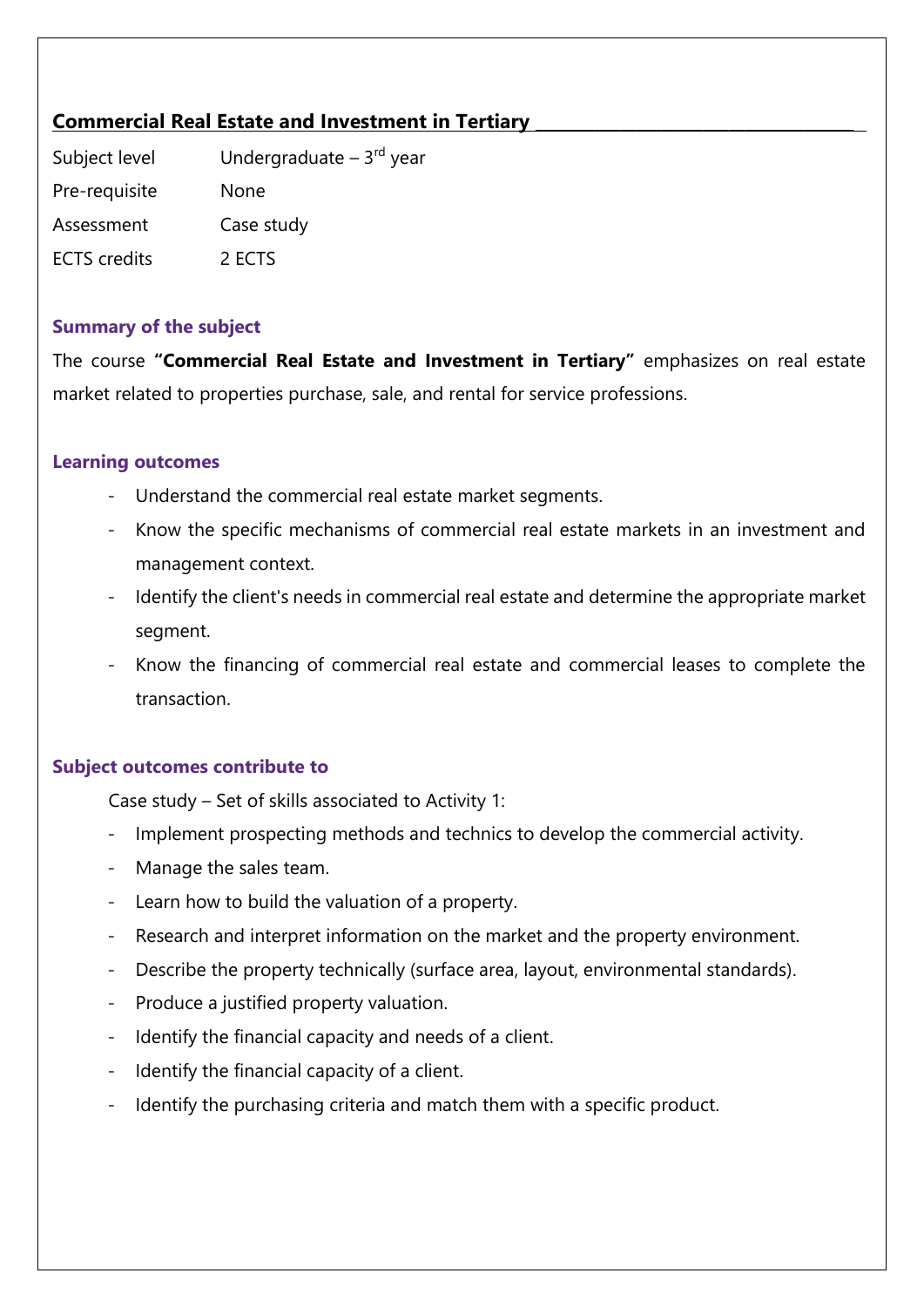## Commercial Real Estate and Investment in Tertiary

| | |
|---|---|
| Subject level | Undergraduate – 3rd year |
| Pre-requisite | None |
| Assessment | Case study |
| ECTS credits | 2 ECTS |

### Summary of the subject

The course **"Commercial Real Estate and Investment in Tertiary"** emphasizes on real estate market related to properties purchase, sale, and rental for service professions.

### Learning outcomes

- Understand the commercial real estate market segments.
- Know the specific mechanisms of commercial real estate markets in an investment and management context.
- Identify the client's needs in commercial real estate and determine the appropriate market segment.
- Know the financing of commercial real estate and commercial leases to complete the transaction.

### Subject outcomes contribute to

Case study – Set of skills associated to Activity 1:

- Implement prospecting methods and technics to develop the commercial activity.
- Manage the sales team.
- Learn how to build the valuation of a property.
- Research and interpret information on the market and the property environment.
- Describe the property technically (surface area, layout, environmental standards).
- Produce a justified property valuation.
- Identify the financial capacity and needs of a client.
- Identify the financial capacity of a client.
- Identify the purchasing criteria and match them with a specific product.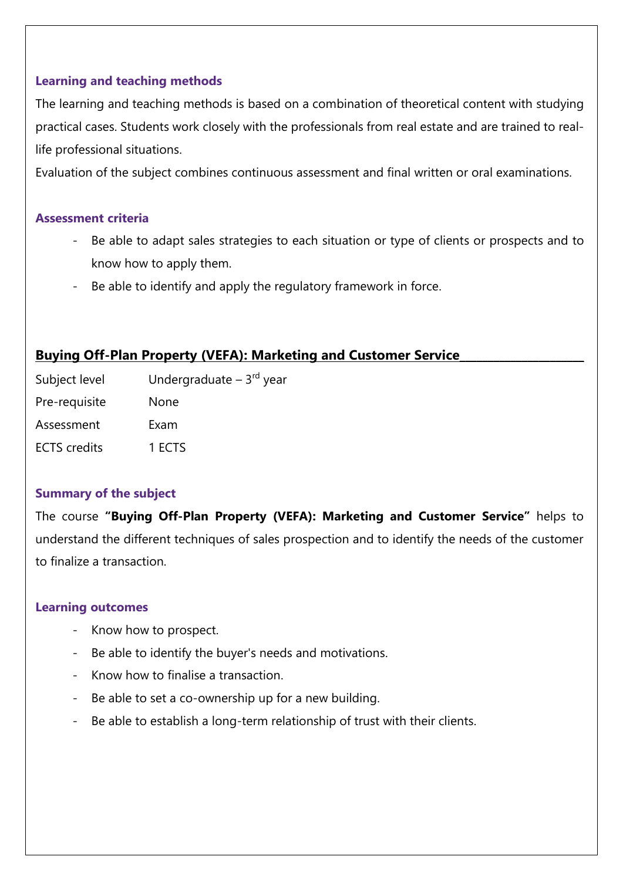### Learning and teaching methods

The learning and teaching methods is based on a combination of theoretical content with studying practical cases. Students work closely with the professionals from real estate and are trained to real-life professional situations.

Evaluation of the subject combines continuous assessment and final written or oral examinations.

### Assessment criteria

- Be able to adapt sales strategies to each situation or type of clients or prospects and to know how to apply them.
- Be able to identify and apply the regulatory framework in force.

## Buying Off-Plan Property (VEFA): Marketing and Customer Service

| | |
|---|---|
| Subject level | Undergraduate – 3rd year |
| Pre-requisite | None |
| Assessment | Exam |
| ECTS credits | 1 ECTS |

### Summary of the subject

The course **"Buying Off-Plan Property (VEFA): Marketing and Customer Service"** helps to understand the different techniques of sales prospection and to identify the needs of the customer to finalize a transaction.

### Learning outcomes

- Know how to prospect.
- Be able to identify the buyer's needs and motivations.
- Know how to finalise a transaction.
- Be able to set a co-ownership up for a new building.
- Be able to establish a long-term relationship of trust with their clients.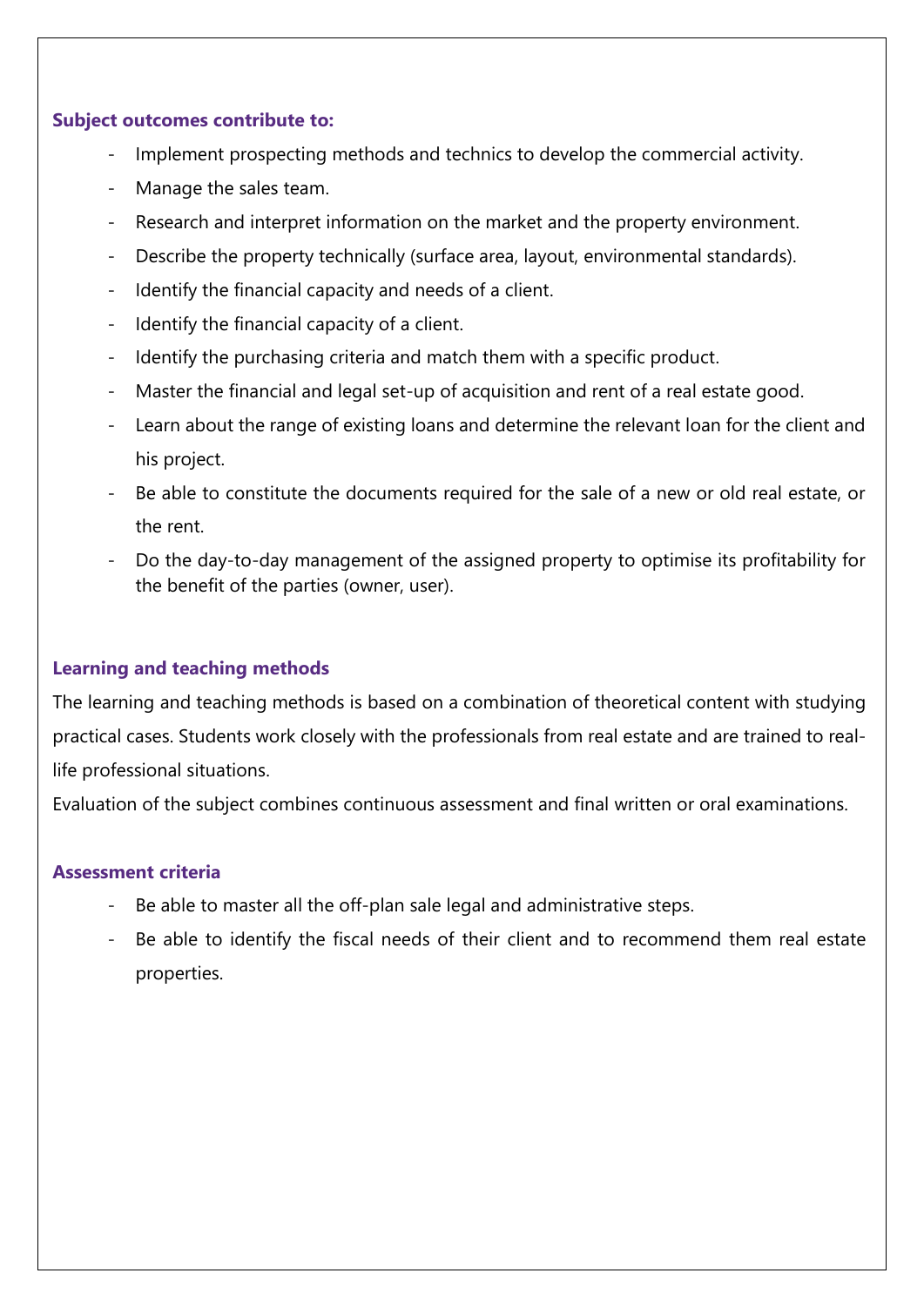**Subject outcomes contribute to:**

- Implement prospecting methods and technics to develop the commercial activity.
- Manage the sales team.
- Research and interpret information on the market and the property environment.
- Describe the property technically (surface area, layout, environmental standards).
- Identify the financial capacity and needs of a client.
- Identify the financial capacity of a client.
- Identify the purchasing criteria and match them with a specific product.
- Master the financial and legal set-up of acquisition and rent of a real estate good.
- Learn about the range of existing loans and determine the relevant loan for the client and his project.
- Be able to constitute the documents required for the sale of a new or old real estate, or the rent.
- Do the day-to-day management of the assigned property to optimise its profitability for the benefit of the parties (owner, user).

**Learning and teaching methods**

The learning and teaching methods is based on a combination of theoretical content with studying practical cases. Students work closely with the professionals from real estate and are trained to real-life professional situations.

Evaluation of the subject combines continuous assessment and final written or oral examinations.

**Assessment criteria**

- Be able to master all the off-plan sale legal and administrative steps.
- Be able to identify the fiscal needs of their client and to recommend them real estate properties.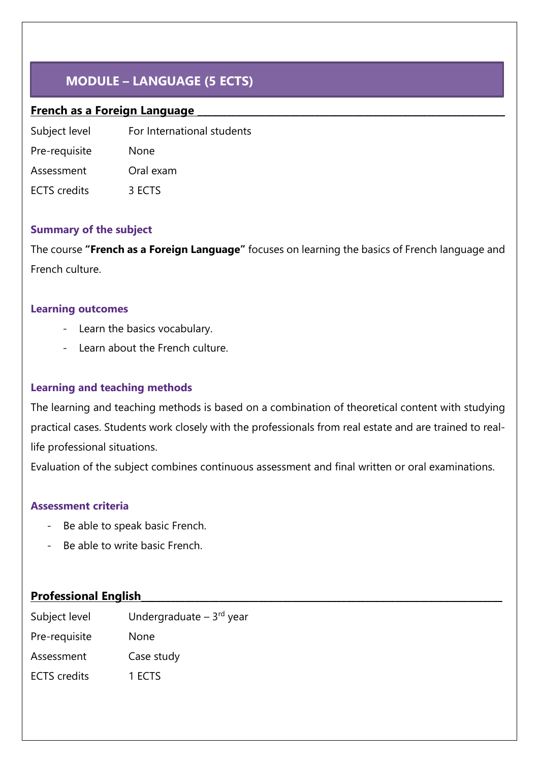# MODULE – LANGUAGE (5 ECTS)

## French as a Foreign Language

| | |
|---|---|
| Subject level | For International students |
| Pre-requisite | None |
| Assessment | Oral exam |
| ECTS credits | 3 ECTS |

### Summary of the subject

The course **"French as a Foreign Language"** focuses on learning the basics of French language and French culture.

### Learning outcomes

- Learn the basics vocabulary.
- Learn about the French culture.

### Learning and teaching methods

The learning and teaching methods is based on a combination of theoretical content with studying practical cases. Students work closely with the professionals from real estate and are trained to real-life professional situations.

Evaluation of the subject combines continuous assessment and final written or oral examinations.

### Assessment criteria

- Be able to speak basic French.
- Be able to write basic French.

## Professional English

| | |
|---|---|
| Subject level | Undergraduate – 3rd year |
| Pre-requisite | None |
| Assessment | Case study |
| ECTS credits | 1 ECTS |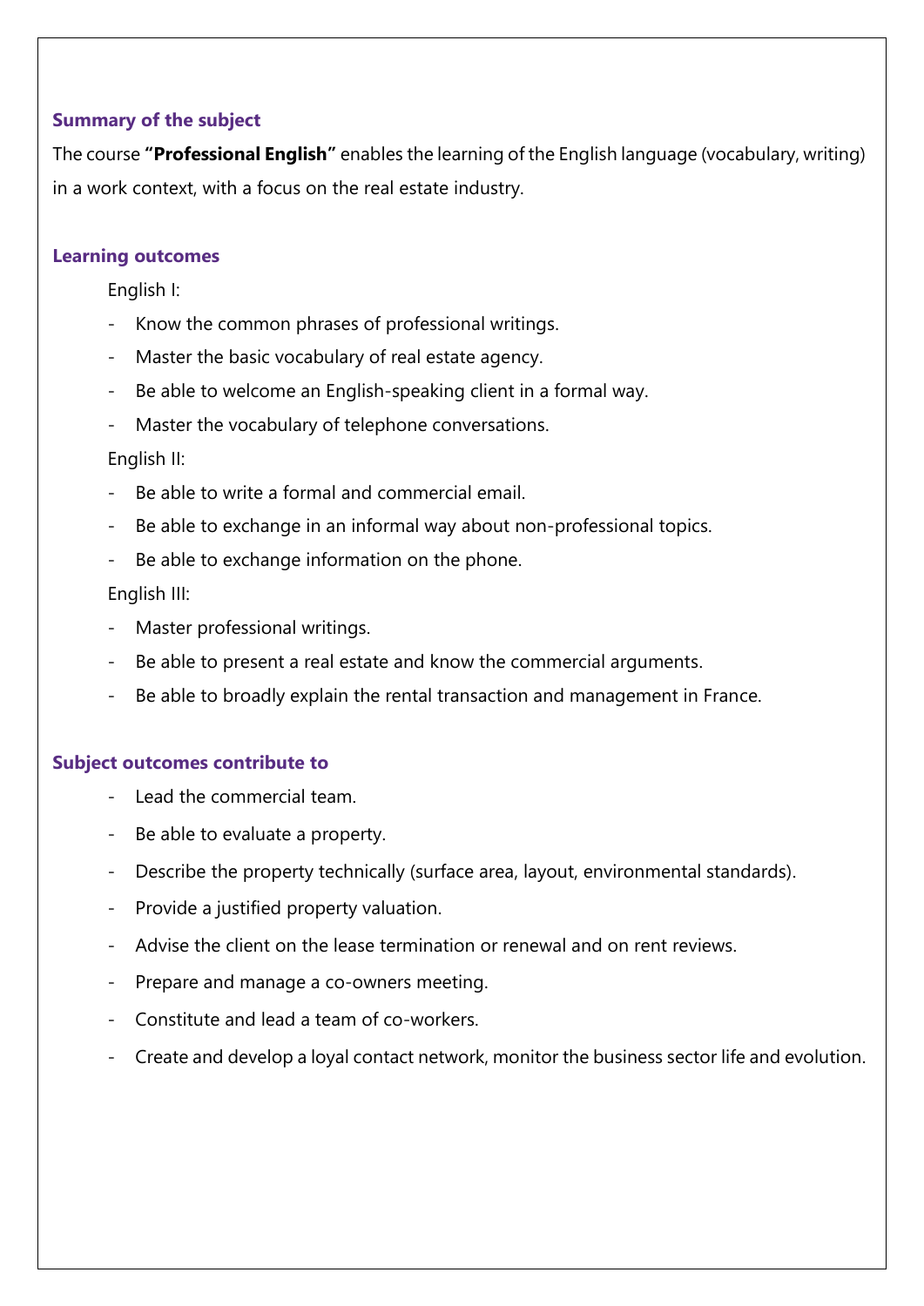### Summary of the subject

The course **"Professional English"** enables the learning of the English language (vocabulary, writing) in a work context, with a focus on the real estate industry.

### Learning outcomes

English I:

- Know the common phrases of professional writings.
- Master the basic vocabulary of real estate agency.
- Be able to welcome an English-speaking client in a formal way.
- Master the vocabulary of telephone conversations.

English II:

- Be able to write a formal and commercial email.
- Be able to exchange in an informal way about non-professional topics.
- Be able to exchange information on the phone.

English III:

- Master professional writings.
- Be able to present a real estate and know the commercial arguments.
- Be able to broadly explain the rental transaction and management in France.

### Subject outcomes contribute to

- Lead the commercial team.
- Be able to evaluate a property.
- Describe the property technically (surface area, layout, environmental standards).
- Provide a justified property valuation.
- Advise the client on the lease termination or renewal and on rent reviews.
- Prepare and manage a co-owners meeting.
- Constitute and lead a team of co-workers.
- Create and develop a loyal contact network, monitor the business sector life and evolution.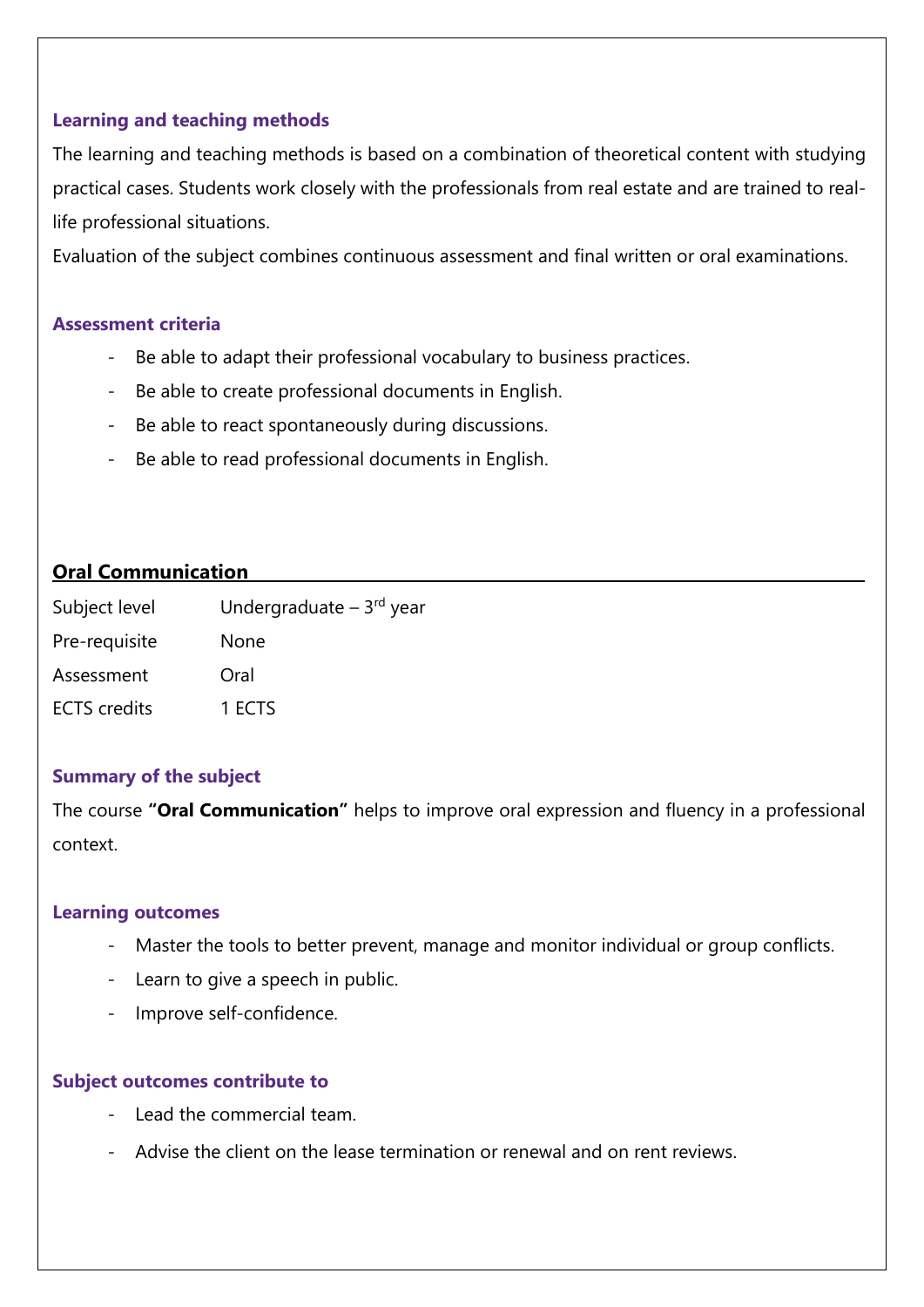#### Learning and teaching methods

The learning and teaching methods is based on a combination of theoretical content with studying practical cases. Students work closely with the professionals from real estate and are trained to real-life professional situations.

Evaluation of the subject combines continuous assessment and final written or oral examinations.

#### Assessment criteria

- Be able to adapt their professional vocabulary to business practices.
- Be able to create professional documents in English.
- Be able to react spontaneously during discussions.
- Be able to read professional documents in English.

## Oral Communication

| | |
|---|---|
| Subject level | Undergraduate – 3rd year |
| Pre-requisite | None |
| Assessment | Oral |
| ECTS credits | 1 ECTS |

#### Summary of the subject

The course **"Oral Communication"** helps to improve oral expression and fluency in a professional context.

#### Learning outcomes

- Master the tools to better prevent, manage and monitor individual or group conflicts.
- Learn to give a speech in public.
- Improve self-confidence.

#### Subject outcomes contribute to

- Lead the commercial team.
- Advise the client on the lease termination or renewal and on rent reviews.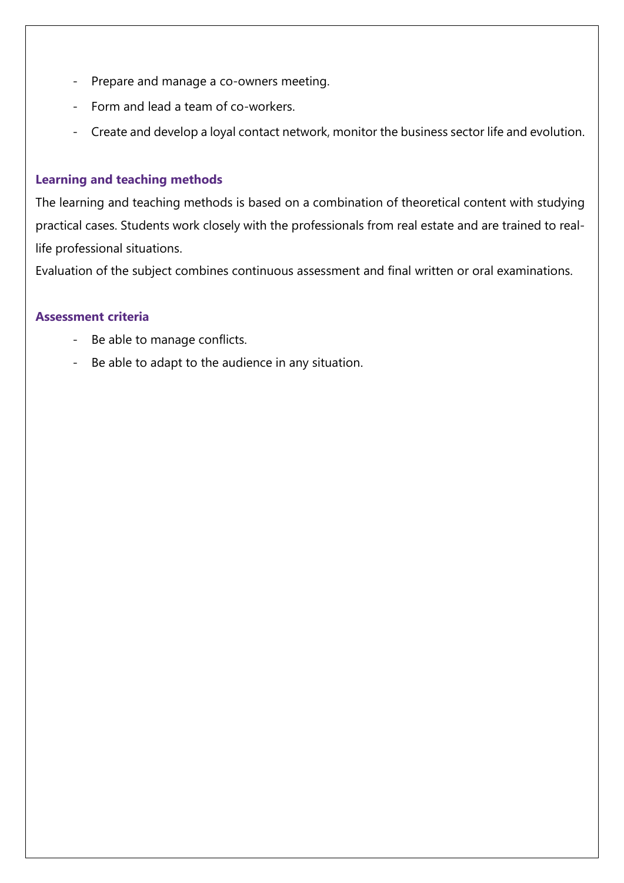- Prepare and manage a co-owners meeting.
- Form and lead a team of co-workers.
- Create and develop a loyal contact network, monitor the business sector life and evolution.

### Learning and teaching methods

The learning and teaching methods is based on a combination of theoretical content with studying practical cases. Students work closely with the professionals from real estate and are trained to real-life professional situations.

Evaluation of the subject combines continuous assessment and final written or oral examinations.

### Assessment criteria

- Be able to manage conflicts.
- Be able to adapt to the audience in any situation.